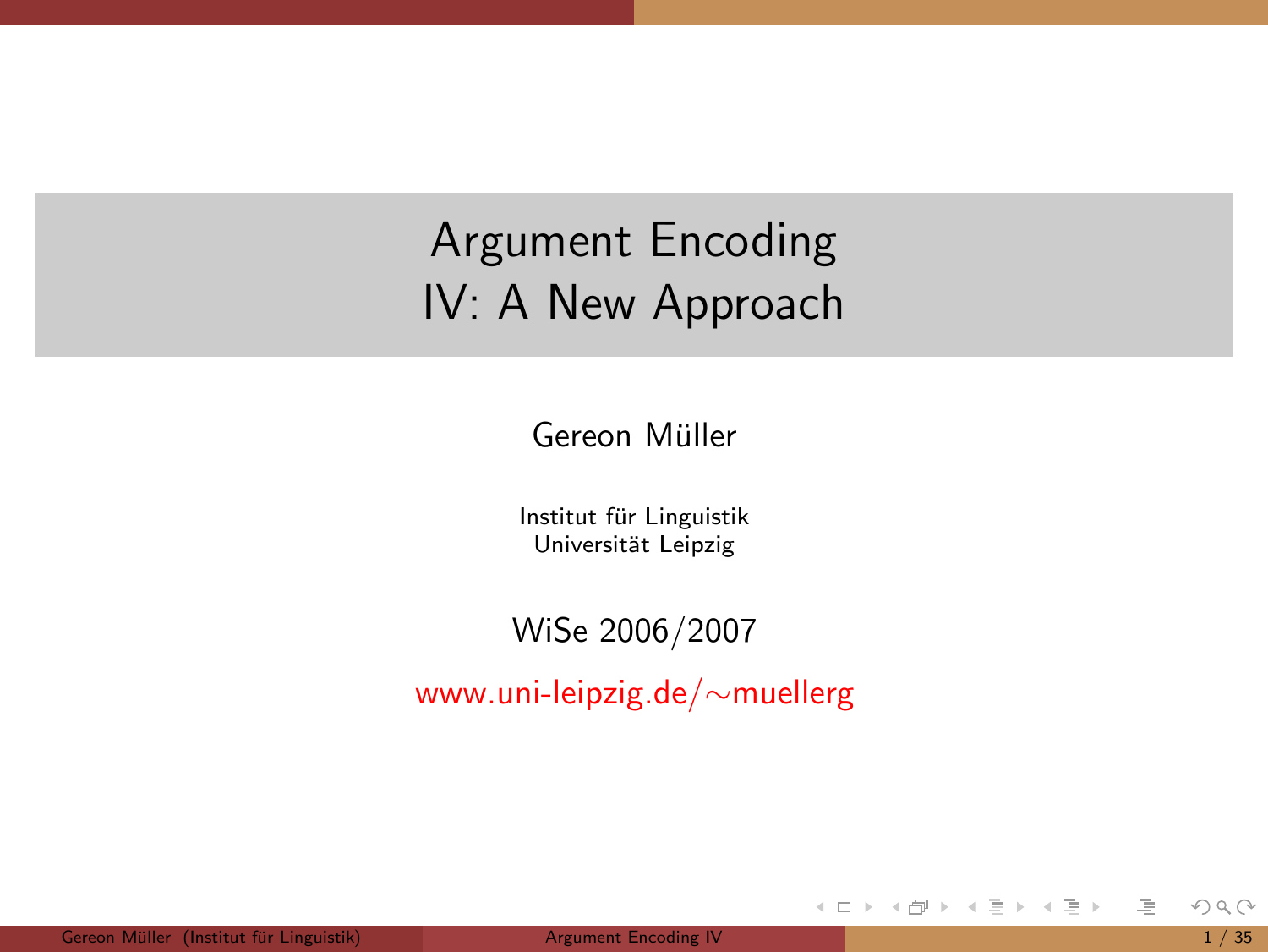# Argument Encoding
# IV: A New Approach

Gereon Müller

Institut für Linguistik
Universität Leipzig

WiSe 2006/2007

www.uni-leipzig.de/∼muellerg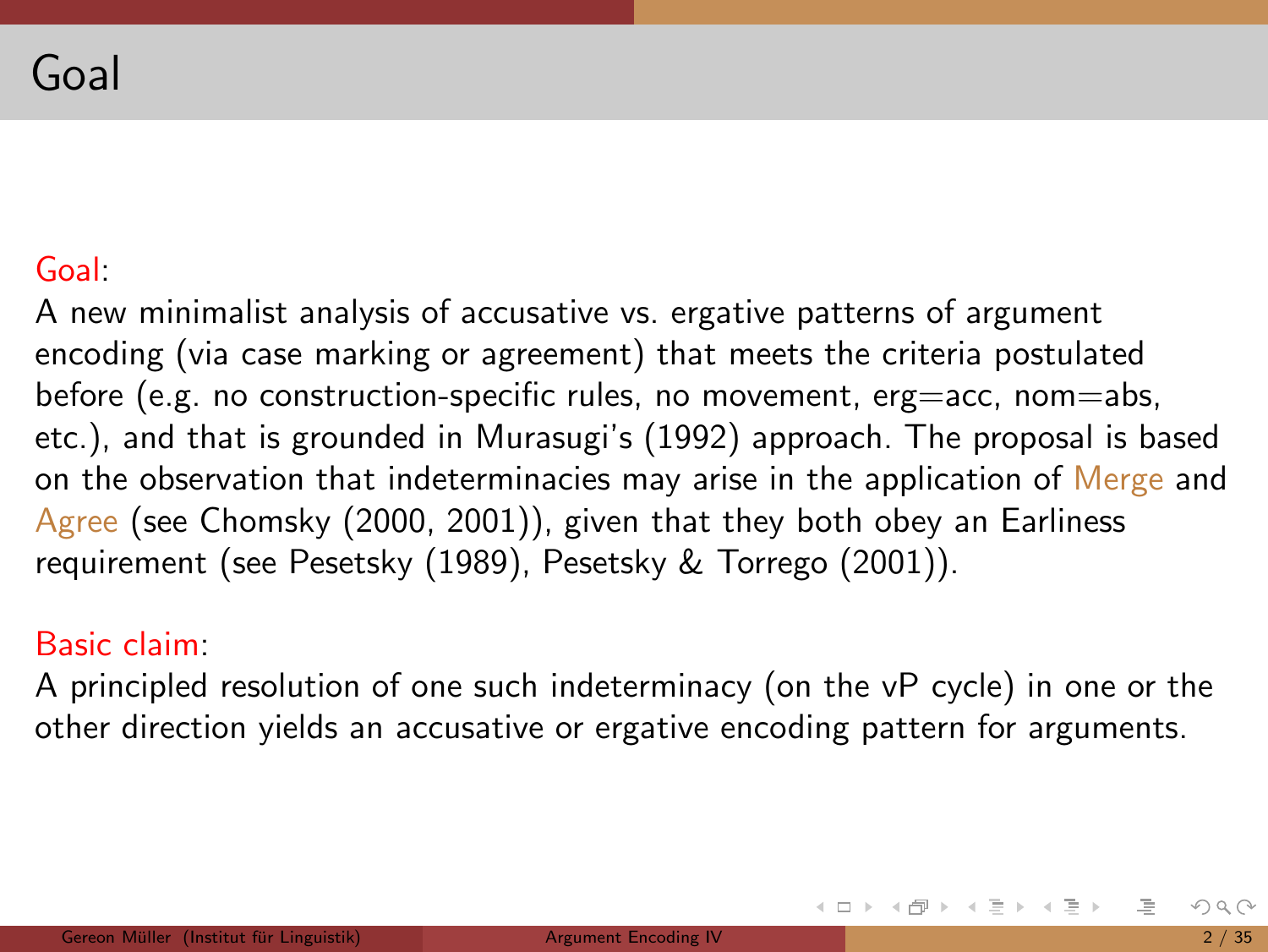# Goal

Goal:
A new minimalist analysis of accusative vs. ergative patterns of argument encoding (via case marking or agreement) that meets the criteria postulated before (e.g. no construction-specific rules, no movement, erg=acc, nom=abs, etc.), and that is grounded in Murasugi's (1992) approach. The proposal is based on the observation that indeterminacies may arise in the application of Merge and Agree (see Chomsky (2000, 2001)), given that they both obey an Earliness requirement (see Pesetsky (1989), Pesetsky & Torrego (2001)).

Basic claim:
A principled resolution of one such indeterminacy (on the vP cycle) in one or the other direction yields an accusative or ergative encoding pattern for arguments.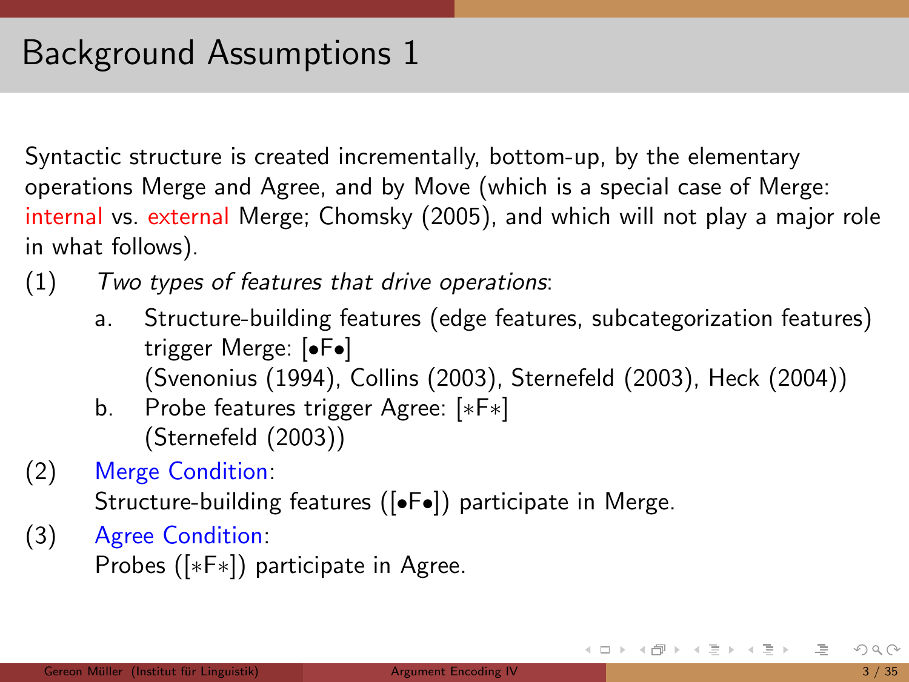# Background Assumptions 1

Syntactic structure is created incrementally, bottom-up, by the elementary operations Merge and Agree, and by Move (which is a special case of Merge: internal vs. external Merge; Chomsky (2005), and which will not play a major role in what follows).

(1) *Two types of features that drive operations*:

a. Structure-building features (edge features, subcategorization features) trigger Merge: [•F•]
(Svenonius (1994), Collins (2003), Sternefeld (2003), Heck (2004))

b. Probe features trigger Agree: [∗F∗]
(Sternefeld (2003))

(2) Merge Condition:
Structure-building features ([•F•]) participate in Merge.

(3) Agree Condition:
Probes ([∗F∗]) participate in Agree.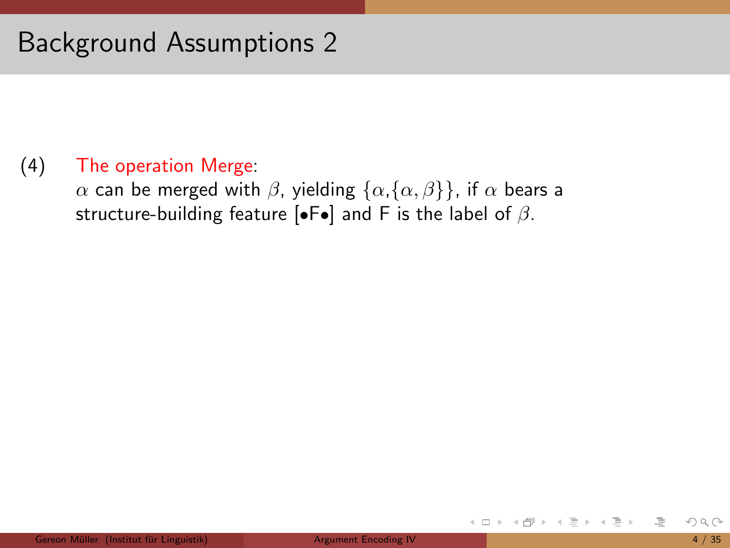# Background Assumptions 2

(4) The operation Merge:
$\alpha$ can be merged with $\beta$, yielding $\{\alpha,\{\alpha,\beta\}\}$, if $\alpha$ bears a structure-building feature [•F•] and F is the label of $\beta$.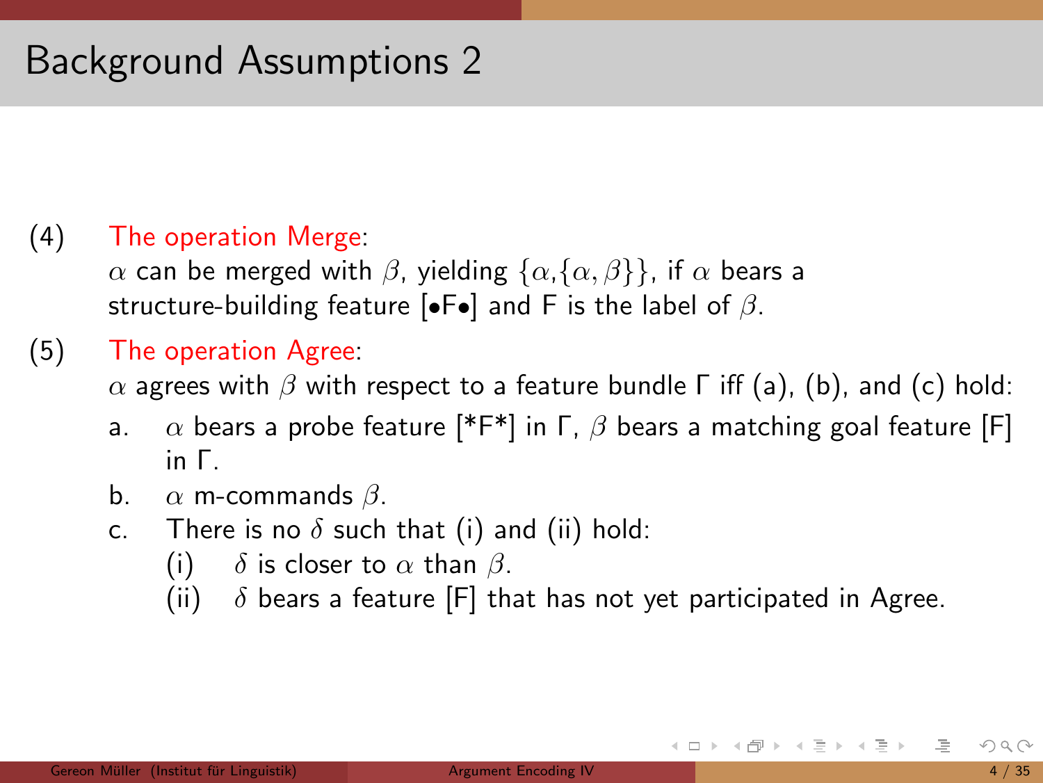# Background Assumptions 2

(4) The operation Merge:
$\alpha$ can be merged with $\beta$, yielding $\{\alpha,\{\alpha,\beta\}\}$, if $\alpha$ bears a structure-building feature [•F•] and F is the label of $\beta$.

(5) The operation Agree:
$\alpha$ agrees with $\beta$ with respect to a feature bundle $\Gamma$ iff (a), (b), and (c) hold:

a. $\alpha$ bears a probe feature [*F*] in $\Gamma$, $\beta$ bears a matching goal feature [F] in $\Gamma$.

b. $\alpha$ m-commands $\beta$.

c. There is no $\delta$ such that (i) and (ii) hold:

   (i) $\delta$ is closer to $\alpha$ than $\beta$.

   (ii) $\delta$ bears a feature [F] that has not yet participated in Agree.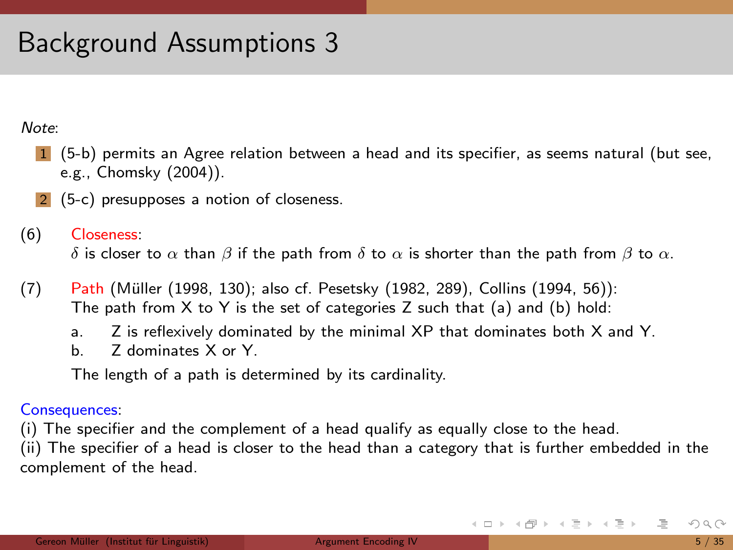# Background Assumptions 3

*Note*:

1. (5-b) permits an Agree relation between a head and its specifier, as seems natural (but see, e.g., Chomsky (2004)).
2. (5-c) presupposes a notion of closeness.

(6) Closeness:
$\delta$ is closer to $\alpha$ than $\beta$ if the path from $\delta$ to $\alpha$ is shorter than the path from $\beta$ to $\alpha$.

(7) Path (Müller (1998, 130); also cf. Pesetsky (1982, 289), Collins (1994, 56)):
The path from X to Y is the set of categories Z such that (a) and (b) hold:

a. Z is reflexively dominated by the minimal XP that dominates both X and Y.
b. Z dominates X or Y.

The length of a path is determined by its cardinality.

Consequences:
(i) The specifier and the complement of a head qualify as equally close to the head.
(ii) The specifier of a head is closer to the head than a category that is further embedded in the complement of the head.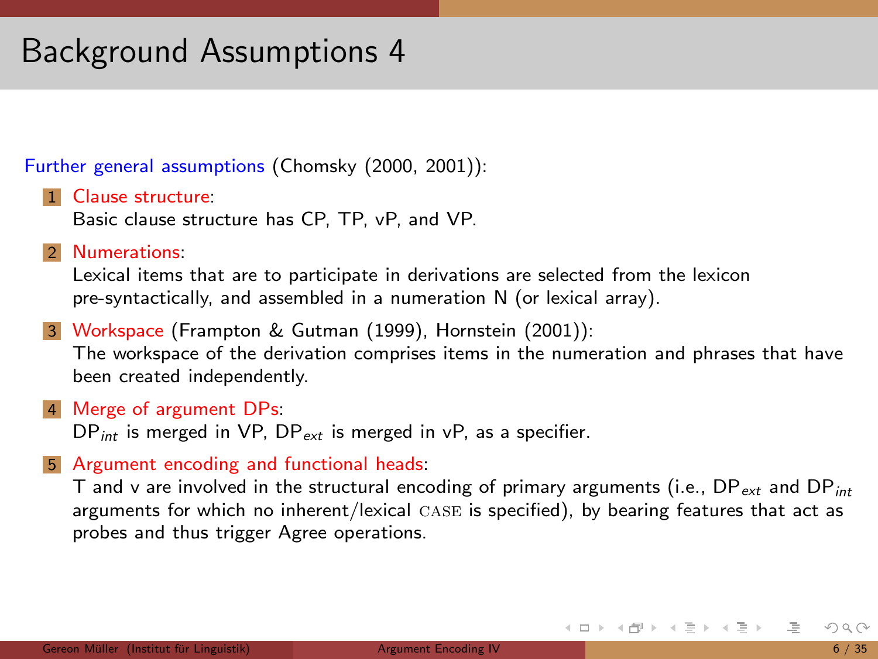# Background Assumptions 4

Further general assumptions (Chomsky (2000, 2001)):

1. Clause structure:
   Basic clause structure has CP, TP, vP, and VP.
2. Numerations:
   Lexical items that are to participate in derivations are selected from the lexicon pre-syntactically, and assembled in a numeration N (or lexical array).
3. Workspace (Frampton & Gutman (1999), Hornstein (2001)):
   The workspace of the derivation comprises items in the numeration and phrases that have been created independently.
4. Merge of argument DPs:
   $DP_{int}$ is merged in VP, $DP_{ext}$ is merged in vP, as a specifier.
5. Argument encoding and functional heads:
   T and v are involved in the structural encoding of primary arguments (i.e., $DP_{ext}$ and $DP_{int}$ arguments for which no inherent/lexical CASE is specified), by bearing features that act as probes and thus trigger Agree operations.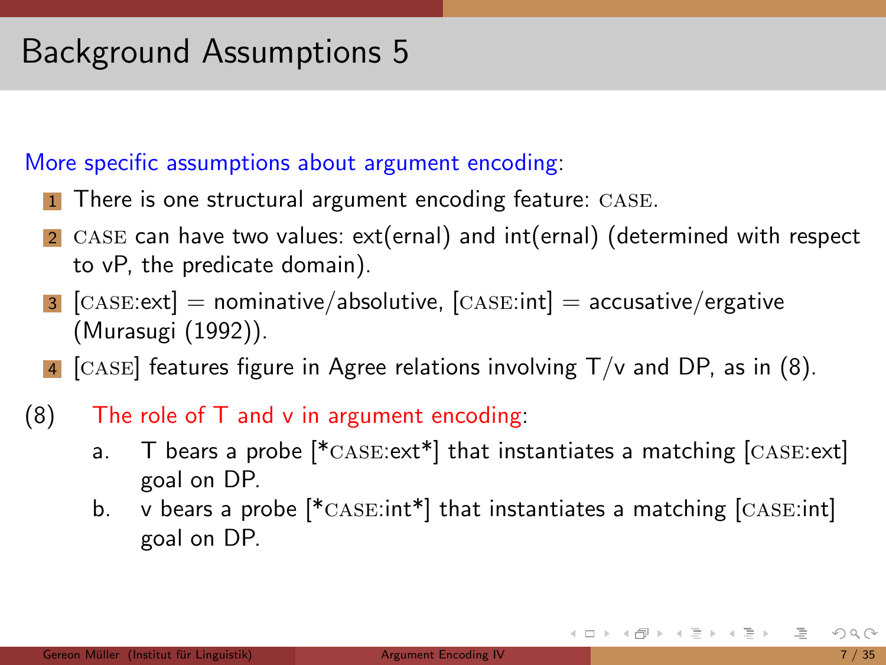# Background Assumptions 5

More specific assumptions about argument encoding:

1. There is one structural argument encoding feature: CASE.
2. CASE can have two values: ext(ernal) and int(ernal) (determined with respect to vP, the predicate domain).
3. [CASE:ext] = nominative/absolutive, [CASE:int] = accusative/ergative (Murasugi (1992)).
4. [CASE] features figure in Agree relations involving T/v and DP, as in (8).

(8) The role of T and v in argument encoding:

a. T bears a probe [*CASE:ext*] that instantiates a matching [CASE:ext] goal on DP.

b. v bears a probe [*CASE:int*] that instantiates a matching [CASE:int] goal on DP.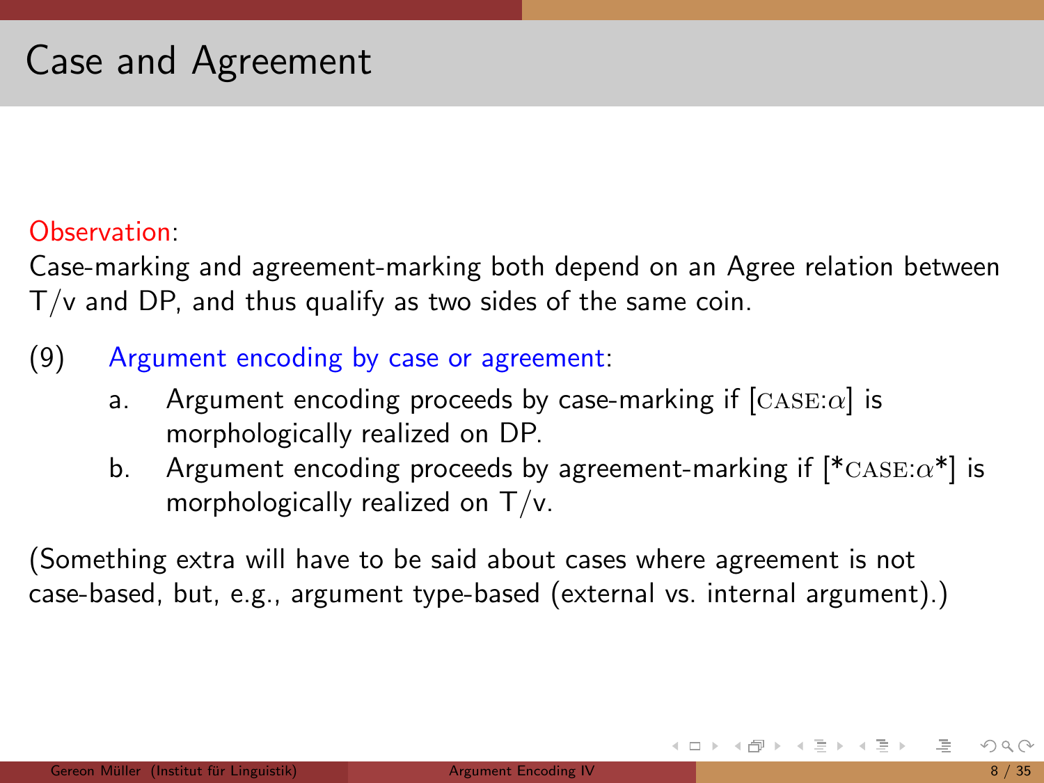# Case and Agreement

Observation:
Case-marking and agreement-marking both depend on an Agree relation between T/v and DP, and thus qualify as two sides of the same coin.

(9) Argument encoding by case or agreement:

a. Argument encoding proceeds by case-marking if [CASE:$\alpha$] is morphologically realized on DP.

b. Argument encoding proceeds by agreement-marking if [*CASE:$\alpha$*] is morphologically realized on T/v.

(Something extra will have to be said about cases where agreement is not case-based, but, e.g., argument type-based (external vs. internal argument).)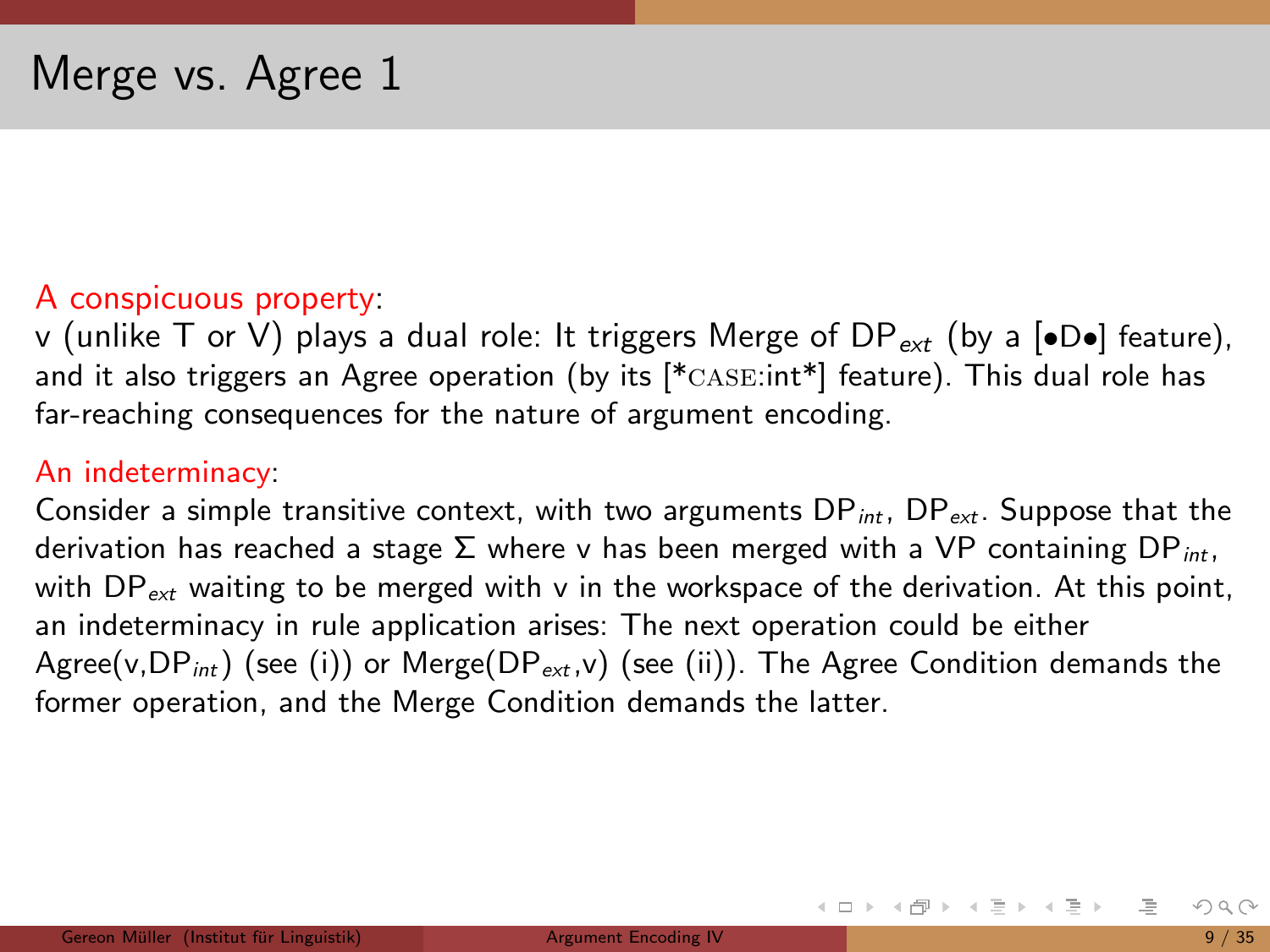# Merge vs. Agree 1

A conspicuous property:

v (unlike T or V) plays a dual role: It triggers Merge of $DP_{ext}$ (by a [•D•] feature), and it also triggers an Agree operation (by its [*CASE:int*] feature). This dual role has far-reaching consequences for the nature of argument encoding.

An indeterminacy:

Consider a simple transitive context, with two arguments $DP_{int}$, $DP_{ext}$. Suppose that the derivation has reached a stage Σ where v has been merged with a VP containing $DP_{int}$, with $DP_{ext}$ waiting to be merged with v in the workspace of the derivation. At this point, an indeterminacy in rule application arises: The next operation could be either Agree(v,$DP_{int}$) (see (i)) or Merge($DP_{ext}$,v) (see (ii)). The Agree Condition demands the former operation, and the Merge Condition demands the latter.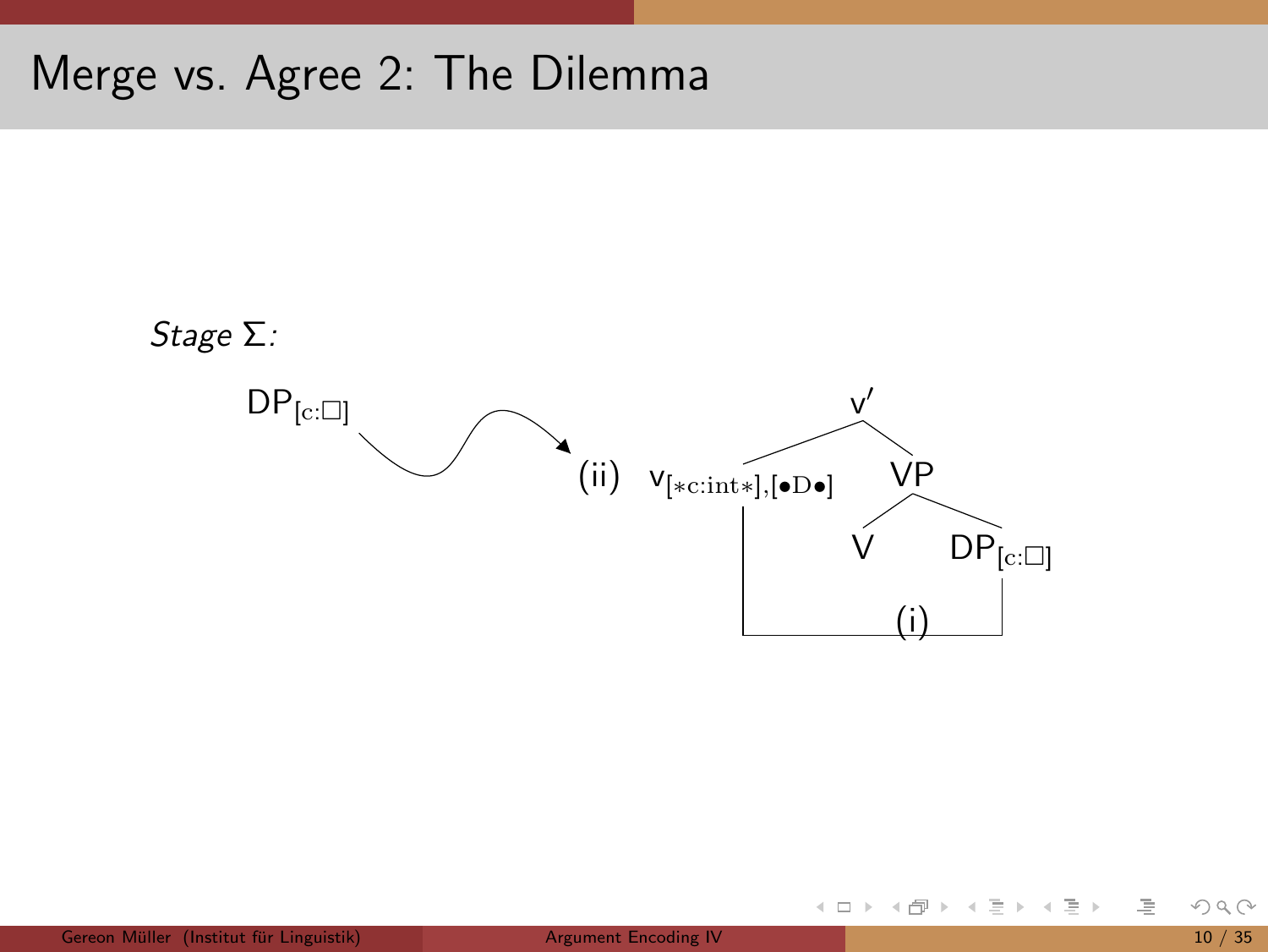# Merge vs. Agree 2: The Dilemma

*Stage Σ:*

$DP_{[c:\square]}$ → (ii) $v_{[*c:int*],[\bullet D \bullet]}$

$v'$

- $v_{[*c:int*],[\bullet D \bullet]}$
- VP
  - V
  - $DP_{[c:\square]}$

(i)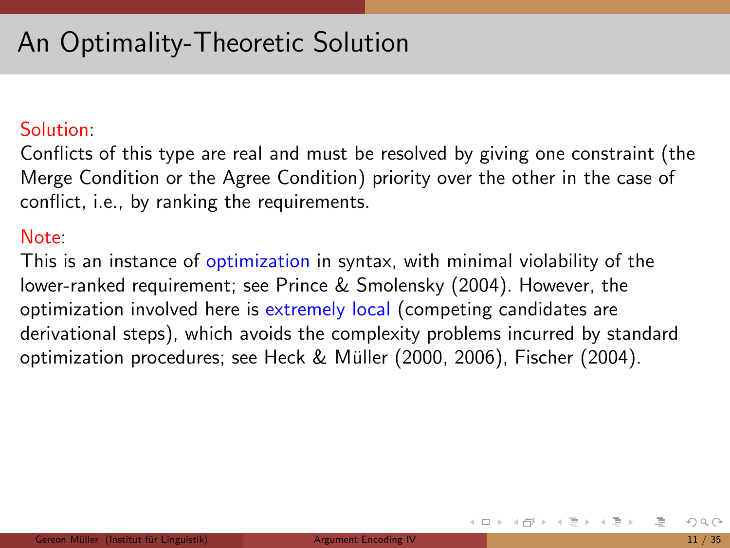# An Optimality-Theoretic Solution

Solution:
Conflicts of this type are real and must be resolved by giving one constraint (the Merge Condition or the Agree Condition) priority over the other in the case of conflict, i.e., by ranking the requirements.

Note:
This is an instance of optimization in syntax, with minimal violability of the lower-ranked requirement; see Prince & Smolensky (2004). However, the optimization involved here is extremely local (competing candidates are derivational steps), which avoids the complexity problems incurred by standard optimization procedures; see Heck & Müller (2000, 2006), Fischer (2004).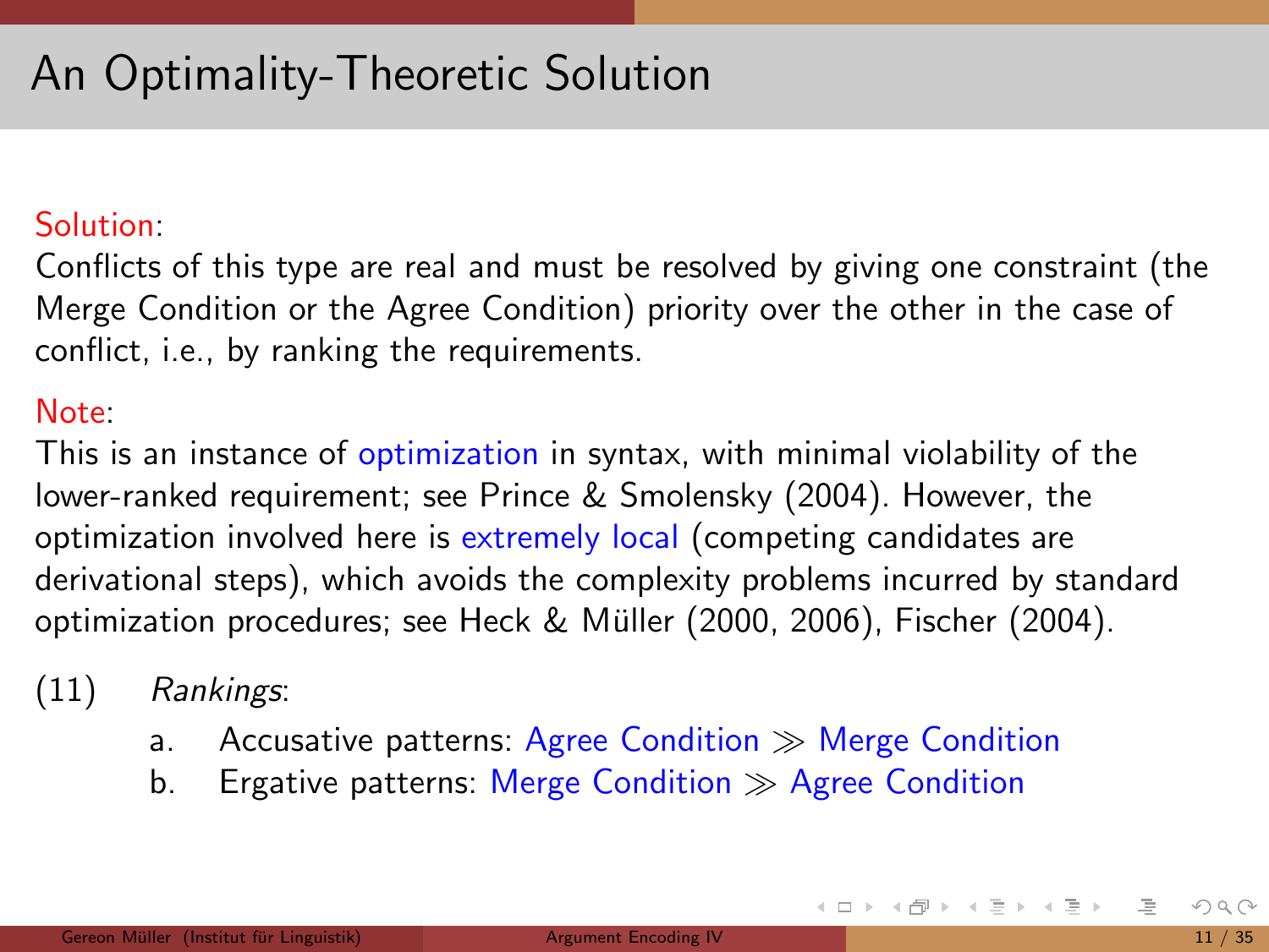# An Optimality-Theoretic Solution

Solution:
Conflicts of this type are real and must be resolved by giving one constraint (the Merge Condition or the Agree Condition) priority over the other in the case of conflict, i.e., by ranking the requirements.

Note:
This is an instance of optimization in syntax, with minimal violability of the lower-ranked requirement; see Prince & Smolensky (2004). However, the optimization involved here is extremely local (competing candidates are derivational steps), which avoids the complexity problems incurred by standard optimization procedures; see Heck & Müller (2000, 2006), Fischer (2004).

(11) *Rankings*:

a. Accusative patterns: Agree Condition $\gg$ Merge Condition

b. Ergative patterns: Merge Condition $\gg$ Agree Condition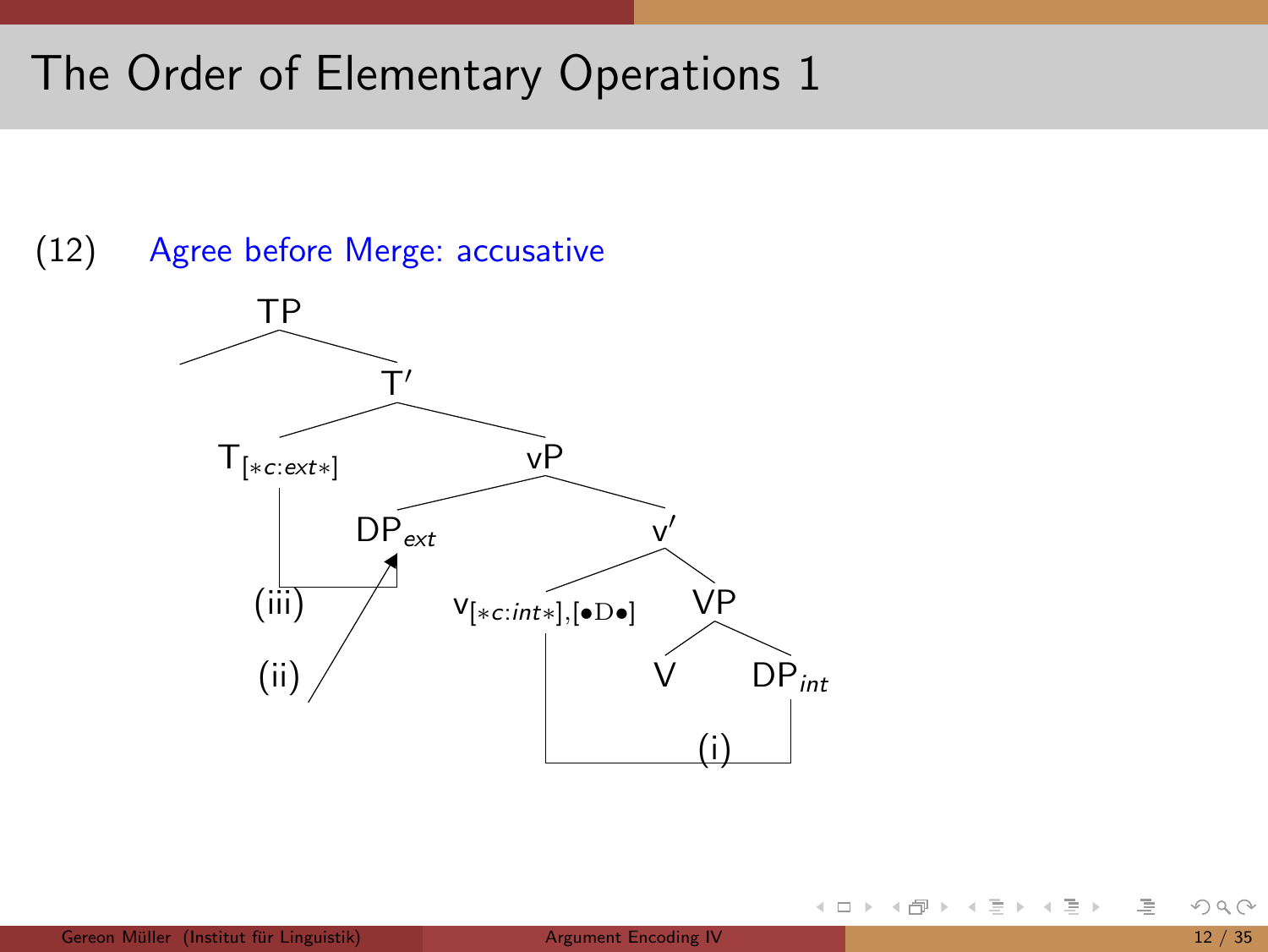# The Order of Elementary Operations 1

(12) Agree before Merge: accusative

TP
- (empty specifier)
- T′
  - $T_{[*c:ext*]}$
  - vP
    - $DP_{ext}$
    - v′
      - $v_{[*c:int*],[\bullet D\bullet]}$
      - VP
        - V
        - $DP_{int}$

(i) $v_{[*c:int*],[\bullet D\bullet]}$ — $DP_{int}$

(ii) → $DP_{ext}$

(iii) $T_{[*c:ext*]}$ — $DP_{ext}$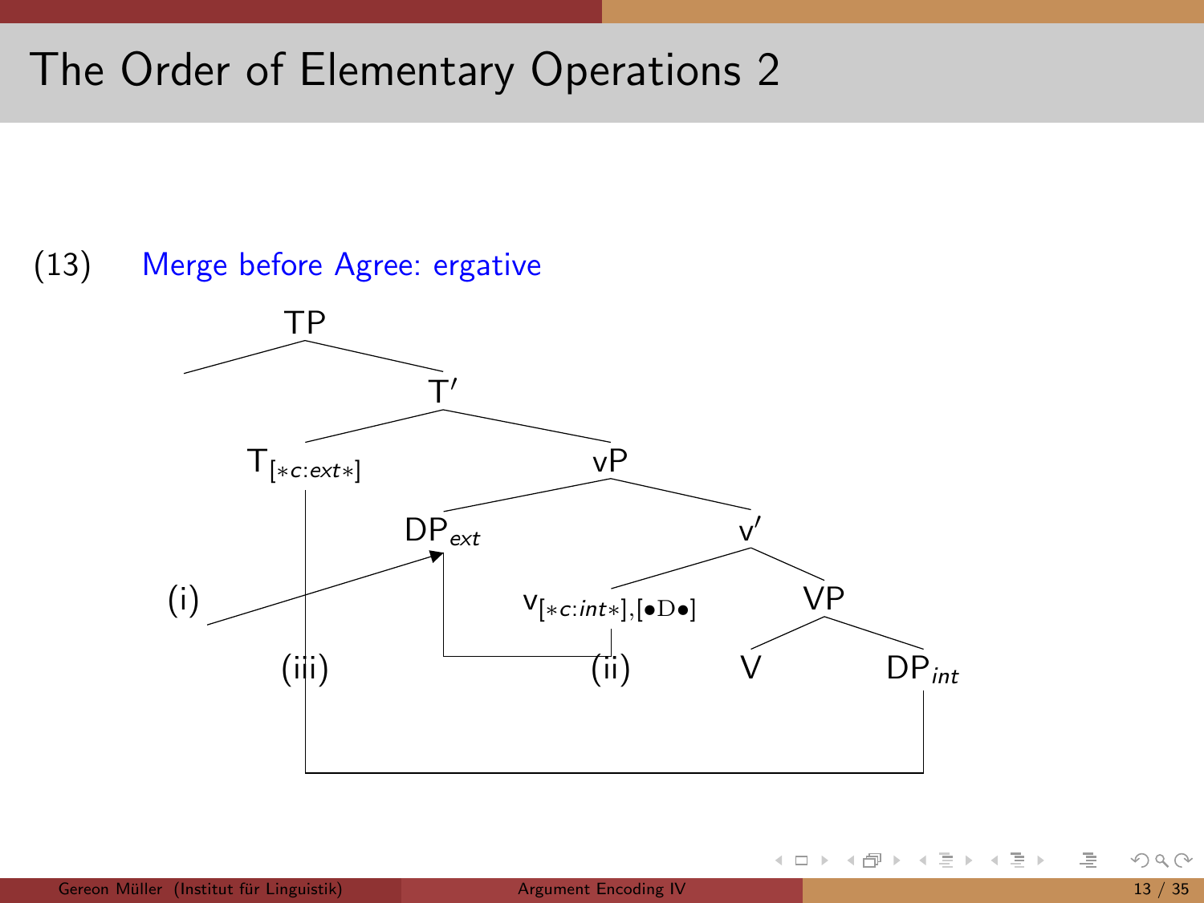# The Order of Elementary Operations 2

(13) Merge before Agree: ergative

TP

T′

$T_{[*c:ext*]}$

vP

$DP_{ext}$

v′

(i)

$v_{[*c:int*],[\bullet D\bullet]}$

VP

(iii)

(ii)

V

$DP_{int}$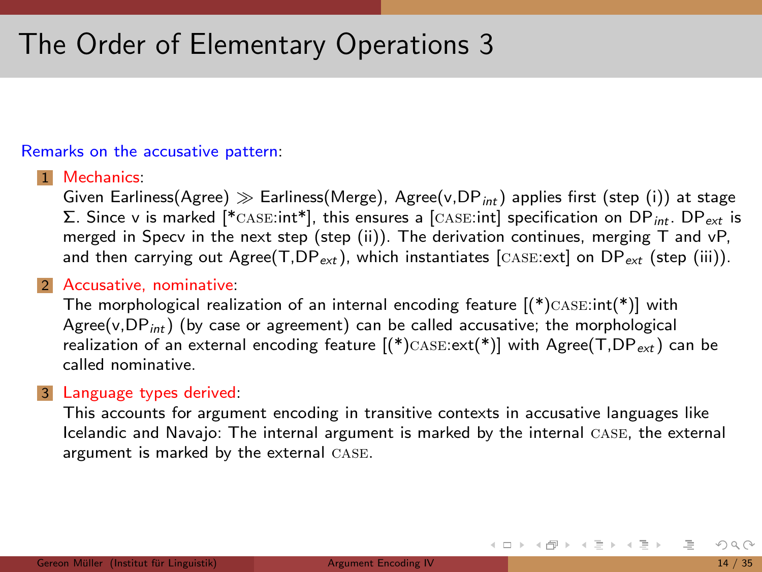# The Order of Elementary Operations 3

Remarks on the accusative pattern:

1. **Mechanics**:
   Given Earliness(Agree) $\gg$ Earliness(Merge), Agree(v,DP$_{int}$) applies first (step (i)) at stage $\Sigma$. Since v is marked [*CASE:int*], this ensures a [CASE:int] specification on DP$_{int}$. DP$_{ext}$ is merged in Specv in the next step (step (ii)). The derivation continues, merging T and vP, and then carrying out Agree(T,DP$_{ext}$), which instantiates [CASE:ext] on DP$_{ext}$ (step (iii)).

2. **Accusative, nominative**:
   The morphological realization of an internal encoding feature [(*)CASE:int(*)] with Agree(v,DP$_{int}$) (by case or agreement) can be called accusative; the morphological realization of an external encoding feature [(*)CASE:ext(*)] with Agree(T,DP$_{ext}$) can be called nominative.

3. **Language types derived**:
   This accounts for argument encoding in transitive contexts in accusative languages like Icelandic and Navajo: The internal argument is marked by the internal CASE, the external argument is marked by the external CASE.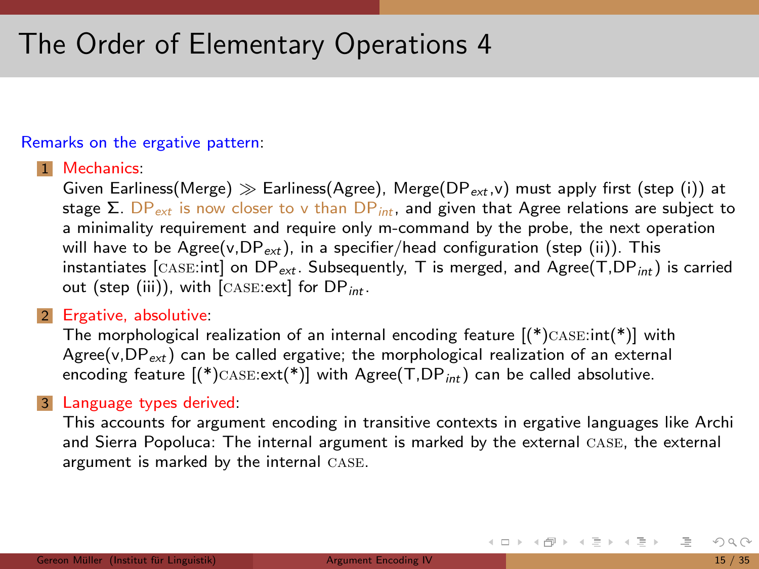# The Order of Elementary Operations 4

Remarks on the ergative pattern:

1. Mechanics:
   Given Earliness(Merge) $\gg$ Earliness(Agree), Merge($DP_{ext}$,v) must apply first (step (i)) at stage $\Sigma$. $DP_{ext}$ is now closer to v than $DP_{int}$, and given that Agree relations are subject to a minimality requirement and require only m-command by the probe, the next operation will have to be Agree(v,$DP_{ext}$), in a specifier/head configuration (step (ii)). This instantiates [CASE:int] on $DP_{ext}$. Subsequently, T is merged, and Agree(T,$DP_{int}$) is carried out (step (iii)), with [CASE:ext] for $DP_{int}$.

2. Ergative, absolutive:
   The morphological realization of an internal encoding feature [(*)CASE:int(*)] with Agree(v,$DP_{ext}$) can be called ergative; the morphological realization of an external encoding feature [(*)CASE:ext(*)] with Agree(T,$DP_{int}$) can be called absolutive.

3. Language types derived:
   This accounts for argument encoding in transitive contexts in ergative languages like Archi and Sierra Popoluca: The internal argument is marked by the external CASE, the external argument is marked by the internal CASE.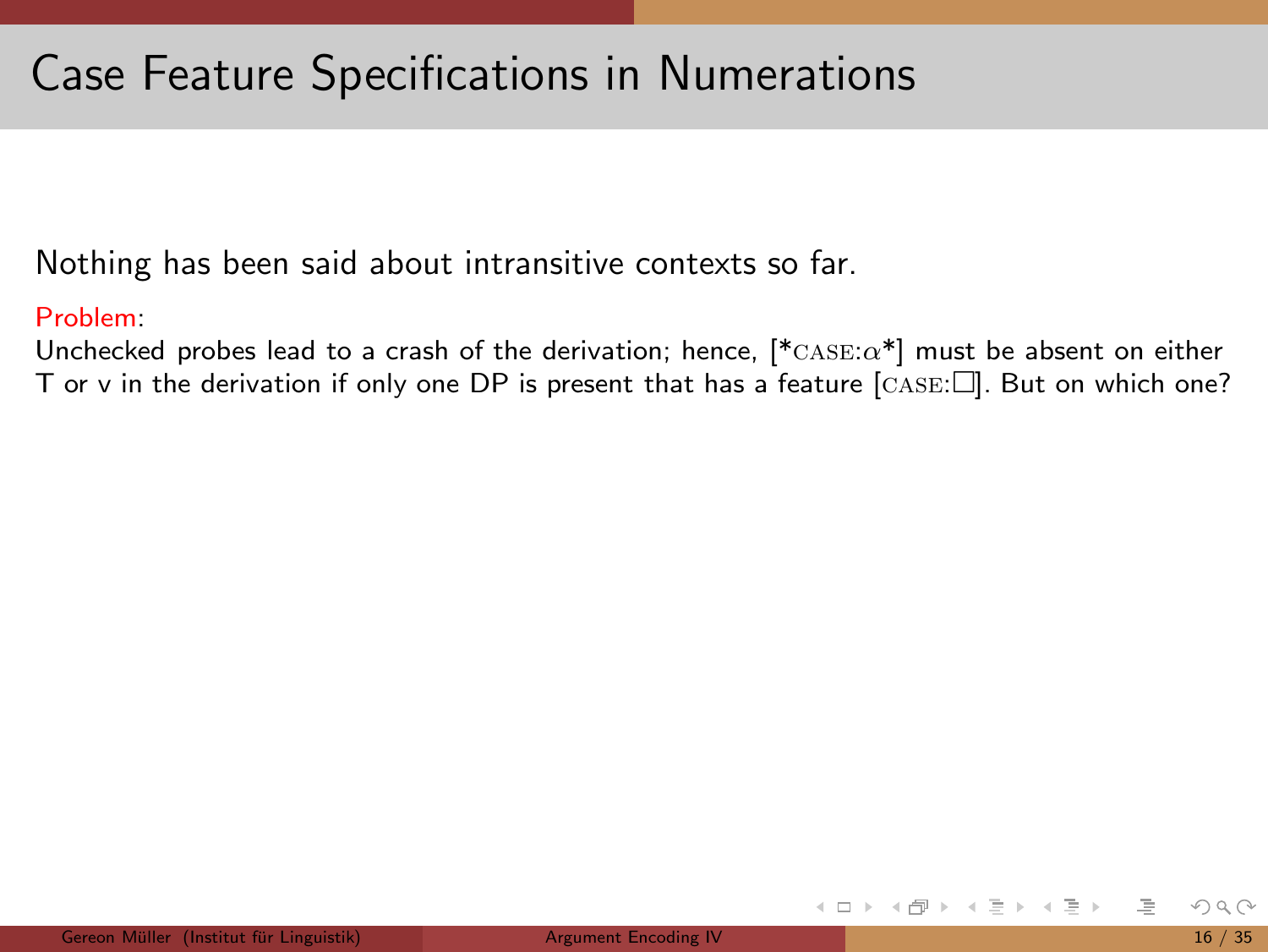# Case Feature Specifications in Numerations

Nothing has been said about intransitive contexts so far.

Problem:
Unchecked probes lead to a crash of the derivation; hence, [*CASE:$\alpha$*] must be absent on either T or v in the derivation if only one DP is present that has a feature [CASE:$\square$]. But on which one?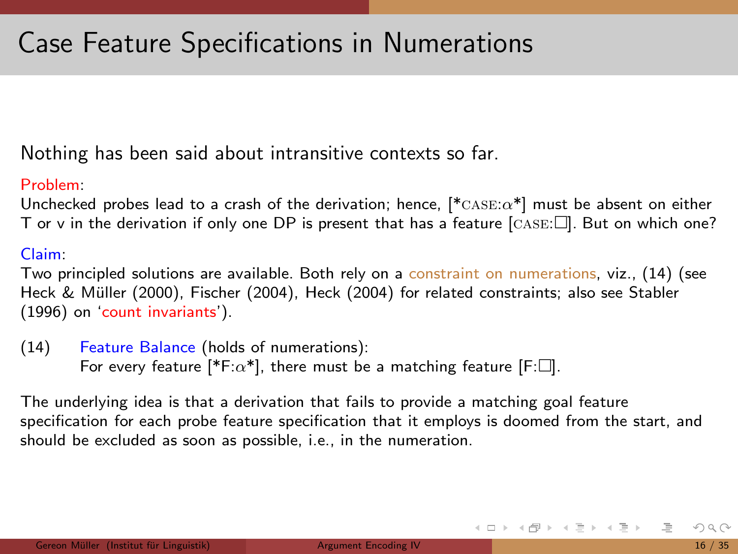# Case Feature Specifications in Numerations

Nothing has been said about intransitive contexts so far.

Problem:
Unchecked probes lead to a crash of the derivation; hence, [*CASE:$\alpha$*] must be absent on either T or v in the derivation if only one DP is present that has a feature [CASE:□]. But on which one?

Claim:
Two principled solutions are available. Both rely on a constraint on numerations, viz., (14) (see Heck & Müller (2000), Fischer (2004), Heck (2004) for related constraints; also see Stabler (1996) on 'count invariants').

(14) Feature Balance (holds of numerations):
For every feature [*F:$\alpha$*], there must be a matching feature [F:□].

The underlying idea is that a derivation that fails to provide a matching goal feature specification for each probe feature specification that it employs is doomed from the start, and should be excluded as soon as possible, i.e., in the numeration.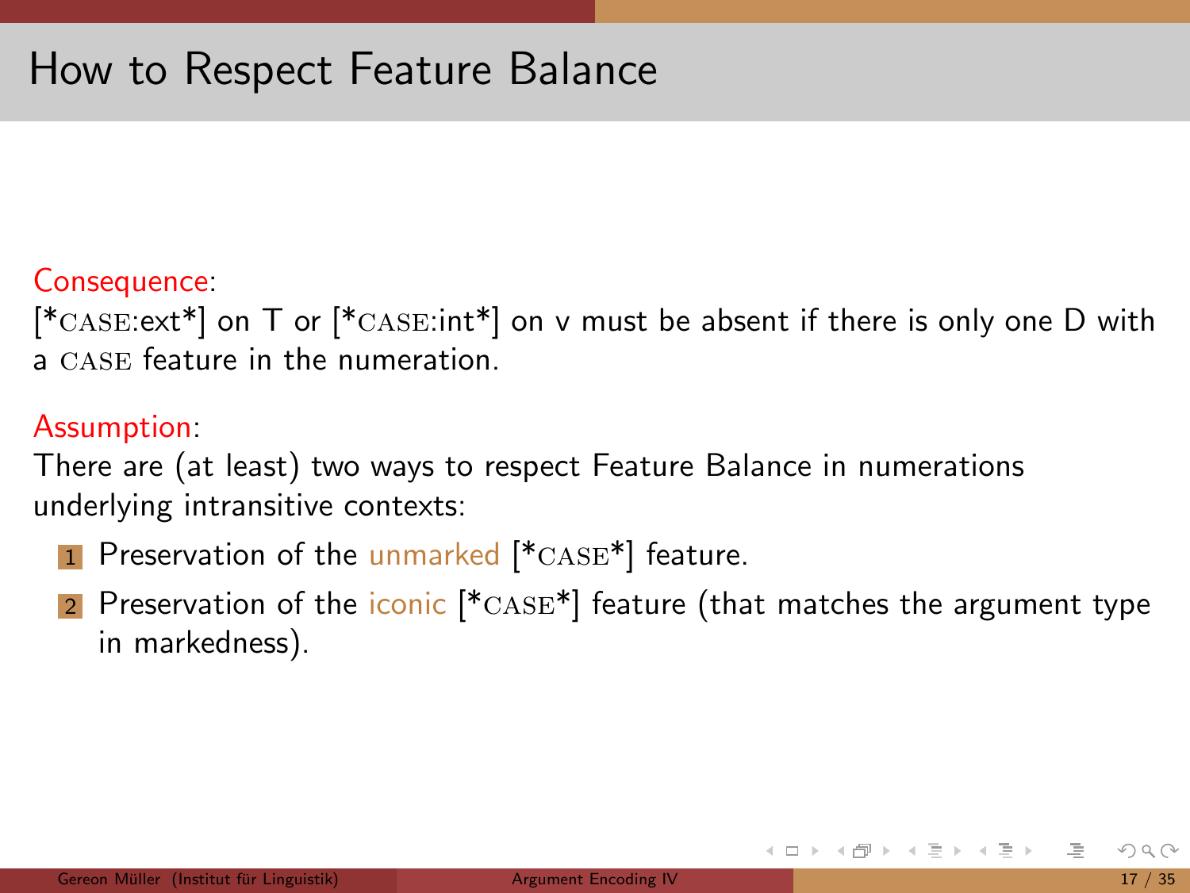# How to Respect Feature Balance

Consequence:
[*CASE:ext*] on T or [*CASE:int*] on v must be absent if there is only one D with a CASE feature in the numeration.

Assumption:
There are (at least) two ways to respect Feature Balance in numerations underlying intransitive contexts:

1. Preservation of the unmarked [*CASE*] feature.
2. Preservation of the iconic [*CASE*] feature (that matches the argument type in markedness).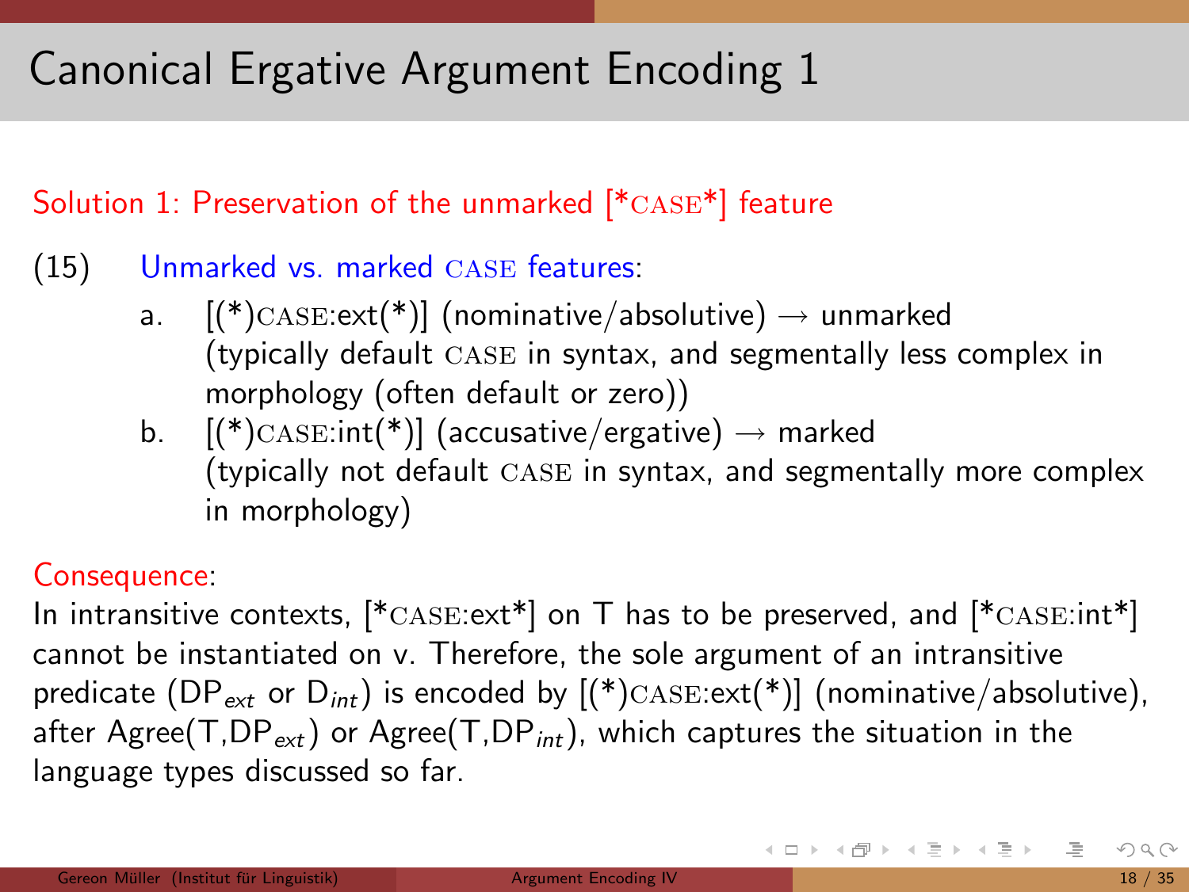# Canonical Ergative Argument Encoding 1

Solution 1: Preservation of the unmarked [*CASE*] feature

(15) Unmarked vs. marked CASE features:

a. [(*)CASE:ext(*)] (nominative/absolutive) → unmarked
(typically default CASE in syntax, and segmentally less complex in morphology (often default or zero))

b. [(*)CASE:int(*)] (accusative/ergative) → marked
(typically not default CASE in syntax, and segmentally more complex in morphology)

Consequence:

In intransitive contexts, [*CASE:ext*] on T has to be preserved, and [*CASE:int*] cannot be instantiated on v. Therefore, the sole argument of an intransitive predicate ($DP_{ext}$ or $D_{int}$) is encoded by [(*)CASE:ext(*)] (nominative/absolutive), after Agree(T,$DP_{ext}$) or Agree(T,$DP_{int}$), which captures the situation in the language types discussed so far.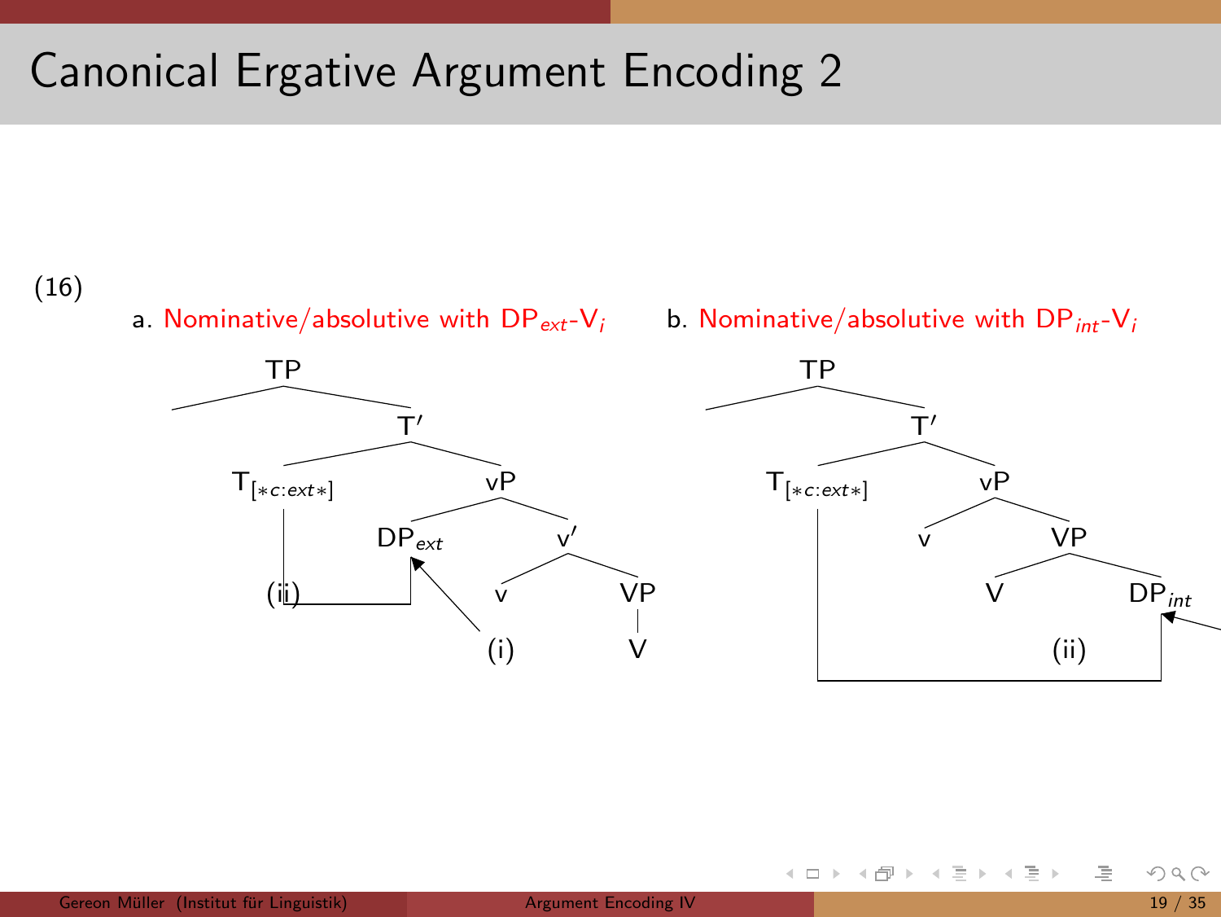# Canonical Ergative Argument Encoding 2

(16)

a. Nominative/absolutive with $DP_{ext}$-$V_i$

TP
- T′
  - $T_{[*c:ext*]}$
  - vP
    - $DP_{ext}$
    - v′
      - v
      - VP
        - V

(i) (ii)

b. Nominative/absolutive with $DP_{int}$-$V_i$

TP
- T′
  - $T_{[*c:ext*]}$
  - vP
    - v
    - VP
      - V
      - $DP_{int}$

(ii)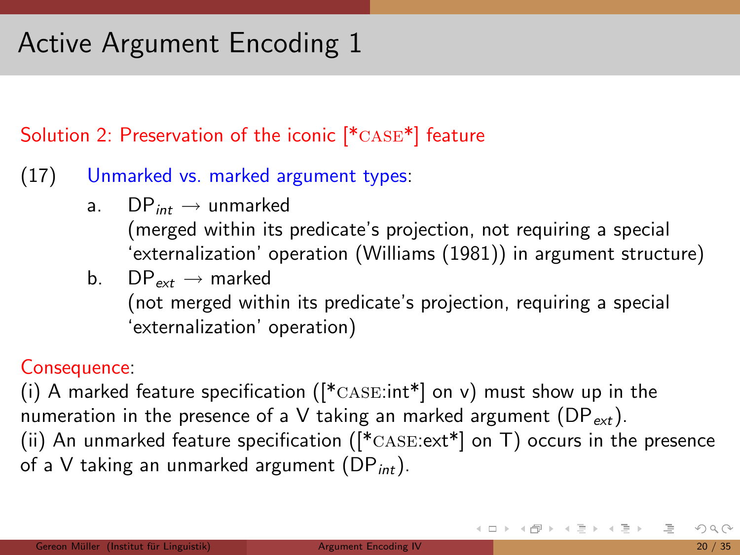# Active Argument Encoding 1

Solution 2: Preservation of the iconic [*CASE*] feature

(17) Unmarked vs. marked argument types:

a. $DP_{int}$ → unmarked
(merged within its predicate's projection, not requiring a special 'externalization' operation (Williams (1981)) in argument structure)

b. $DP_{ext}$ → marked
(not merged within its predicate's projection, requiring a special 'externalization' operation)

Consequence:
(i) A marked feature specification ([*CASE:int*] on v) must show up in the numeration in the presence of a V taking an marked argument ($DP_{ext}$).
(ii) An unmarked feature specification ([*CASE:ext*] on T) occurs in the presence of a V taking an unmarked argument ($DP_{int}$).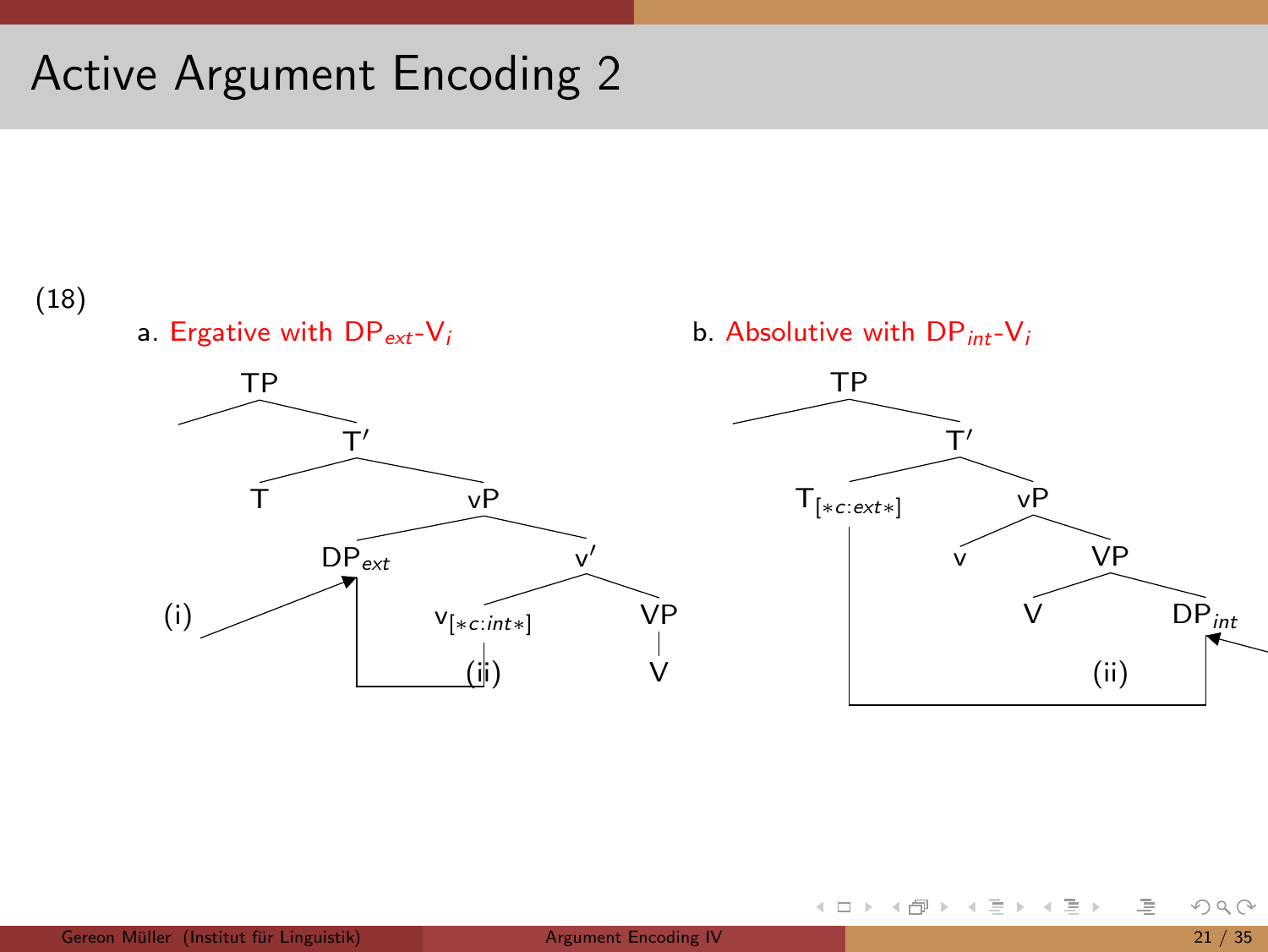# Active Argument Encoding 2

(18)

a. Ergative with $DP_{ext}$-$V_i$

TP
T′
T
vP
$DP_{ext}$
v′
$v_{[*c:int*]}$
VP
V
(i)
(ii)

b. Absolutive with $DP_{int}$-$V_i$

TP
T′
$T_{[*c:ext*]}$
vP
v
VP
V
$DP_{int}$
(ii)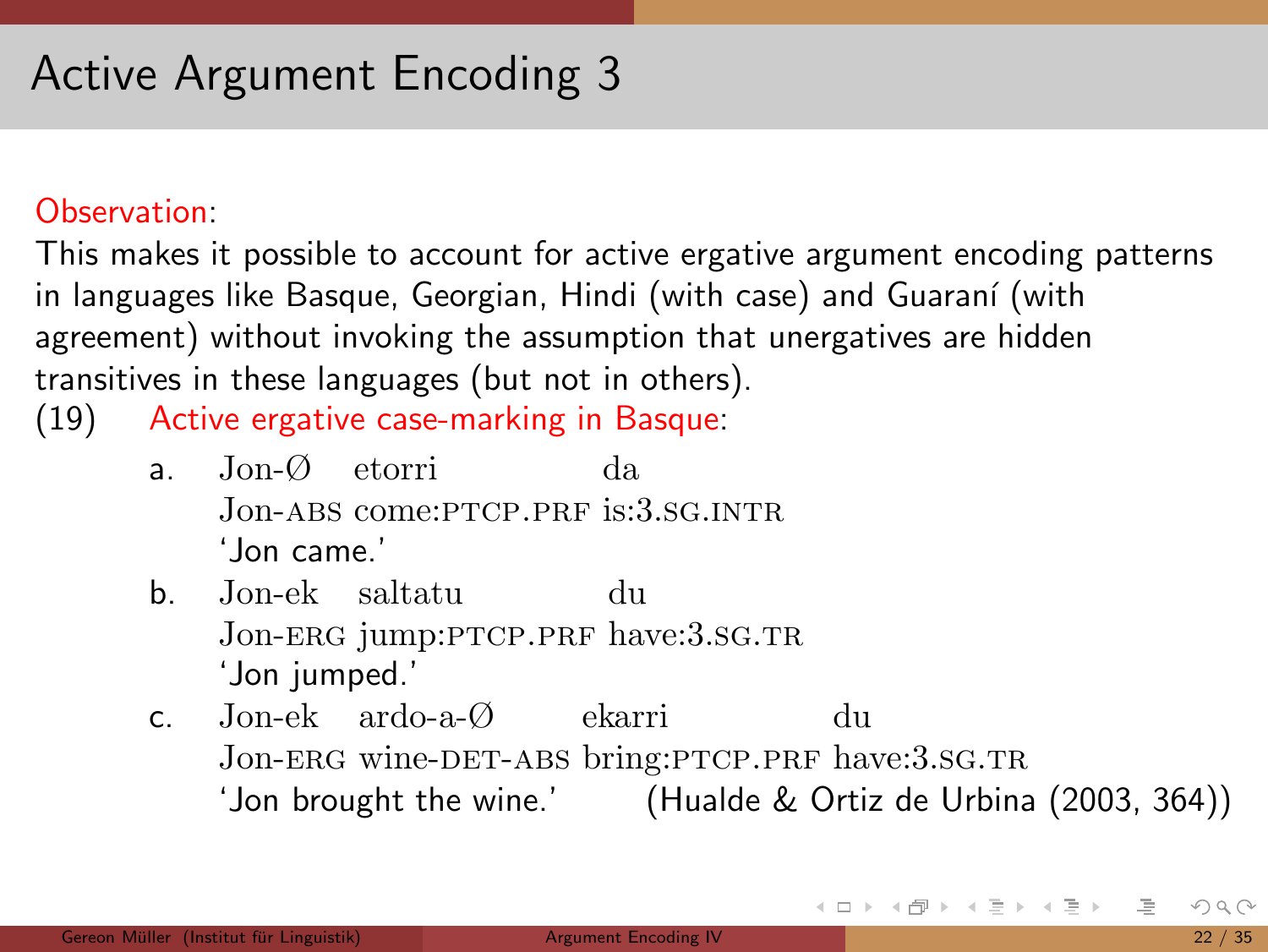# Active Argument Encoding 3

Observation:

This makes it possible to account for active ergative argument encoding patterns in languages like Basque, Georgian, Hindi (with case) and Guaraní (with agreement) without invoking the assumption that unergatives are hidden transitives in these languages (but not in others).

(19) Active ergative case-marking in Basque:

a. Jon-Ø etorri da
   Jon-ABS come:PTCP.PRF is:3.SG.INTR
   'Jon came.'

b. Jon-ek saltatu du
   Jon-ERG jump:PTCP.PRF have:3.SG.TR
   'Jon jumped.'

c. Jon-ek ardo-a-Ø ekarri du
   Jon-ERG wine-DET-ABS bring:PTCP.PRF have:3.SG.TR
   'Jon brought the wine.' (Hualde & Ortiz de Urbina (2003, 364))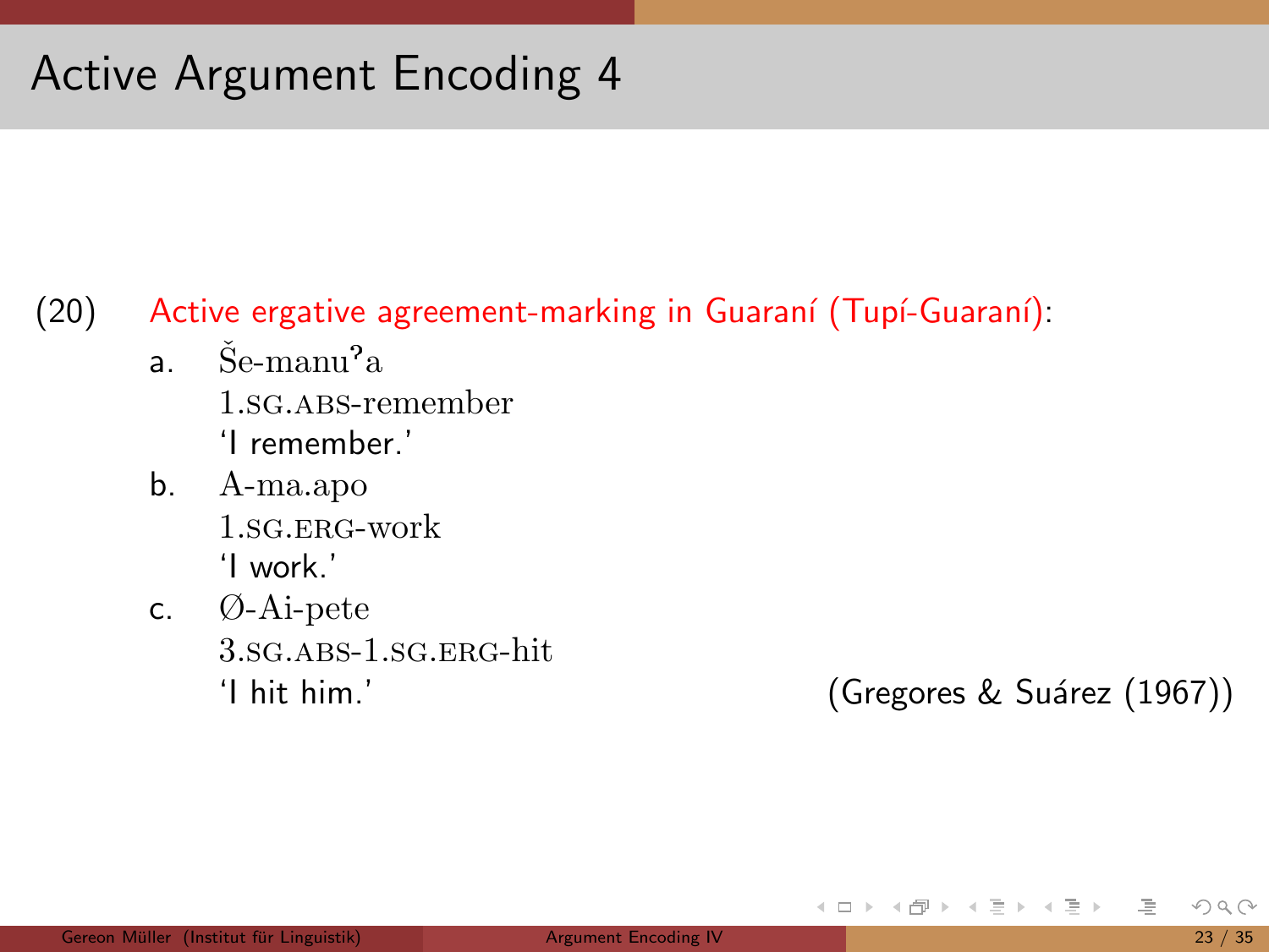# Active Argument Encoding 4

(20) Active ergative agreement-marking in Guaraní (Tupí-Guaraní):

a. Še-manuʔa
   1.SG.ABS-remember
   'I remember.'

b. A-ma.apo
   1.SG.ERG-work
   'I work.'

c. Ø-Ai-pete
   3.SG.ABS-1.SG.ERG-hit
   'I hit him.' (Gregores & Suárez (1967))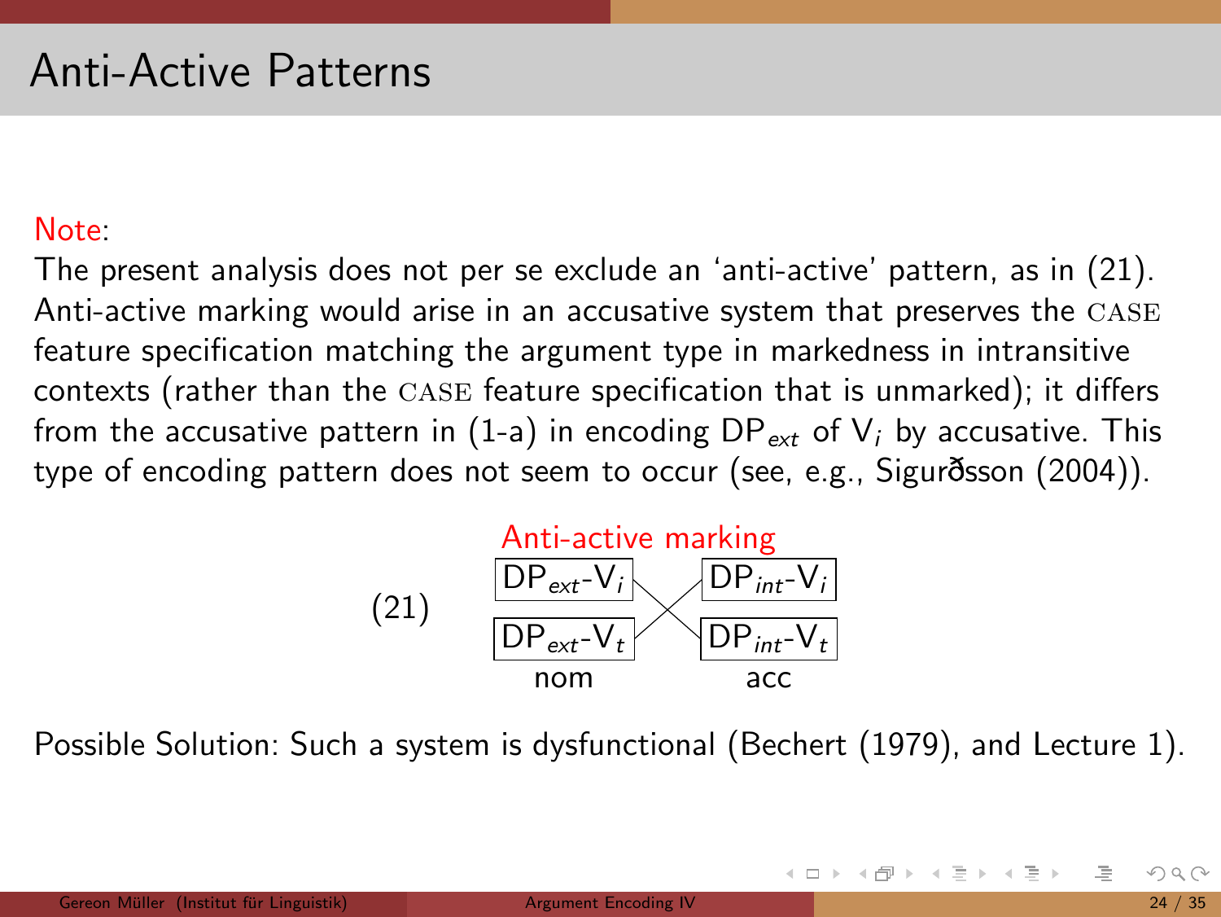# Anti-Active Patterns

Note:

The present analysis does not per se exclude an 'anti-active' pattern, as in (21). Anti-active marking would arise in an accusative system that preserves the CASE feature specification matching the argument type in markedness in intransitive contexts (rather than the CASE feature specification that is unmarked); it differs from the accusative pattern in (1-a) in encoding $DP_{ext}$ of $V_i$ by accusative. This type of encoding pattern does not seem to occur (see, e.g., Sigurðsson (2004)).

(21) Anti-active marking

| nom | acc |
|---|---|
| $DP_{ext}$-$V_i$ | $DP_{int}$-$V_i$ |
| $DP_{ext}$-$V_t$ | $DP_{int}$-$V_t$ |

(Lines cross: $DP_{ext}$-$V_i$ connects to $DP_{int}$-$V_t$ (acc); $DP_{int}$-$V_i$ connects to $DP_{ext}$-$V_t$ (nom).)

Possible Solution: Such a system is dysfunctional (Bechert (1979), and Lecture 1).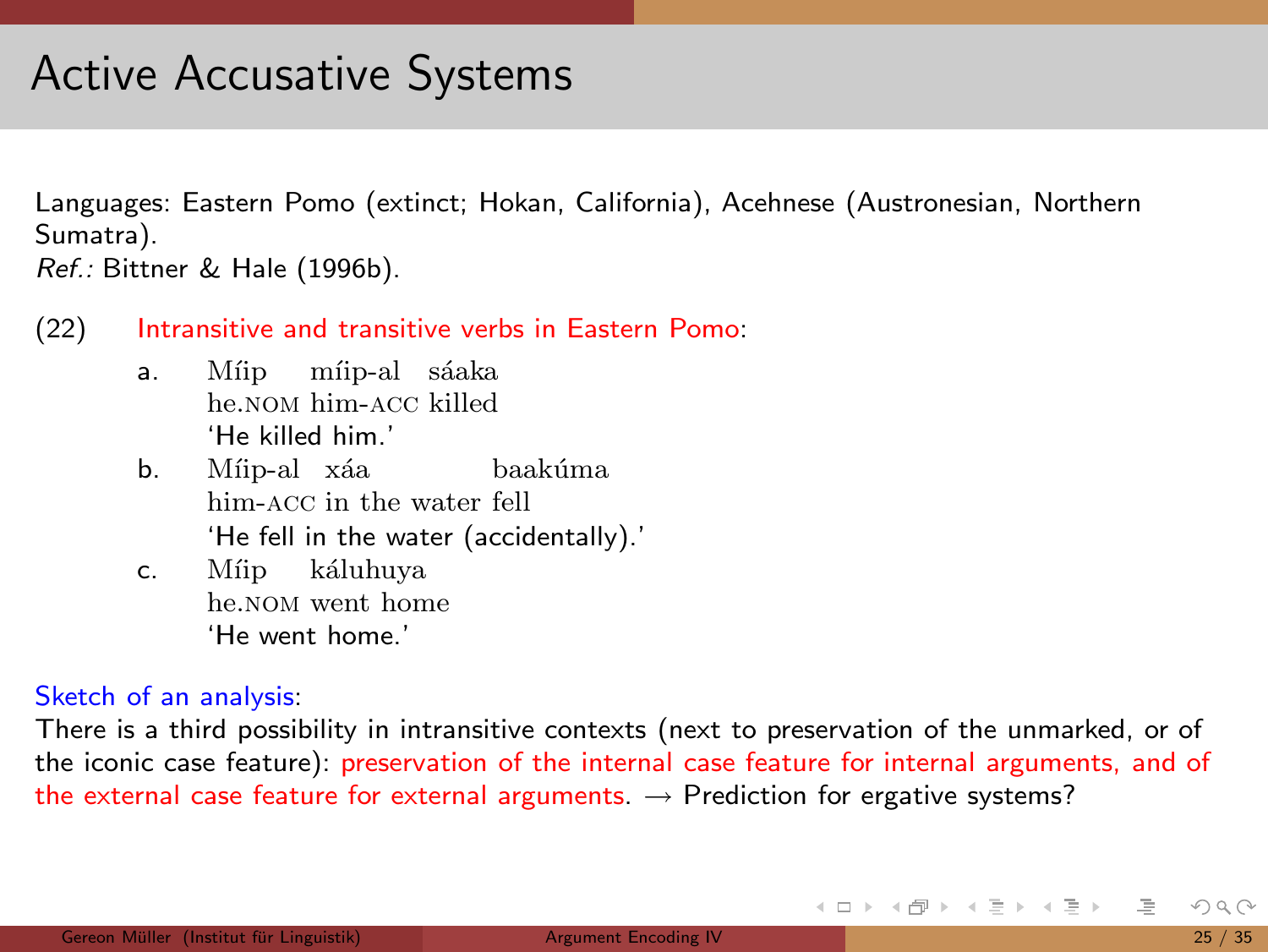# Active Accusative Systems

Languages: Eastern Pomo (extinct; Hokan, California), Acehnese (Austronesian, Northern Sumatra).
*Ref.:* Bittner & Hale (1996b).

(22) Intransitive and transitive verbs in Eastern Pomo:

a. Míip míip-al sáaka
   he.NOM him-ACC killed
   'He killed him.'

b. Míip-al xáa baakúma
   him-ACC in the water fell
   'He fell in the water (accidentally).'

c. Míip káluhuya
   he.NOM went home
   'He went home.'

Sketch of an analysis:
There is a third possibility in intransitive contexts (next to preservation of the unmarked, or of the iconic case feature): preservation of the internal case feature for internal arguments, and of the external case feature for external arguments. → Prediction for ergative systems?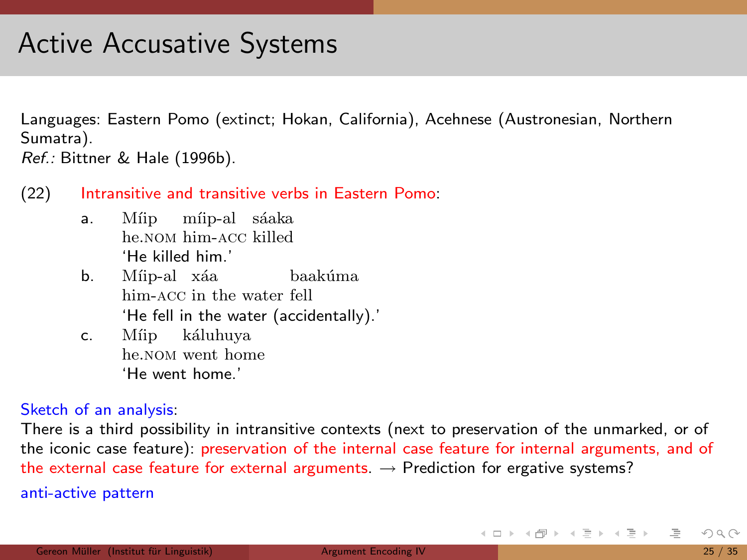# Active Accusative Systems

Languages: Eastern Pomo (extinct; Hokan, California), Acehnese (Austronesian, Northern Sumatra).
*Ref.:* Bittner & Hale (1996b).

(22) Intransitive and transitive verbs in Eastern Pomo:

a. Míip míip-al sáaka
   he.NOM him-ACC killed
   'He killed him.'

b. Míip-al xáa baakúma
   him-ACC in the water fell
   'He fell in the water (accidentally).'

c. Míip káluhuya
   he.NOM went home
   'He went home.'

Sketch of an analysis:
There is a third possibility in intransitive contexts (next to preservation of the unmarked, or of the iconic case feature): preservation of the internal case feature for internal arguments, and of the external case feature for external arguments. → Prediction for ergative systems?

anti-active pattern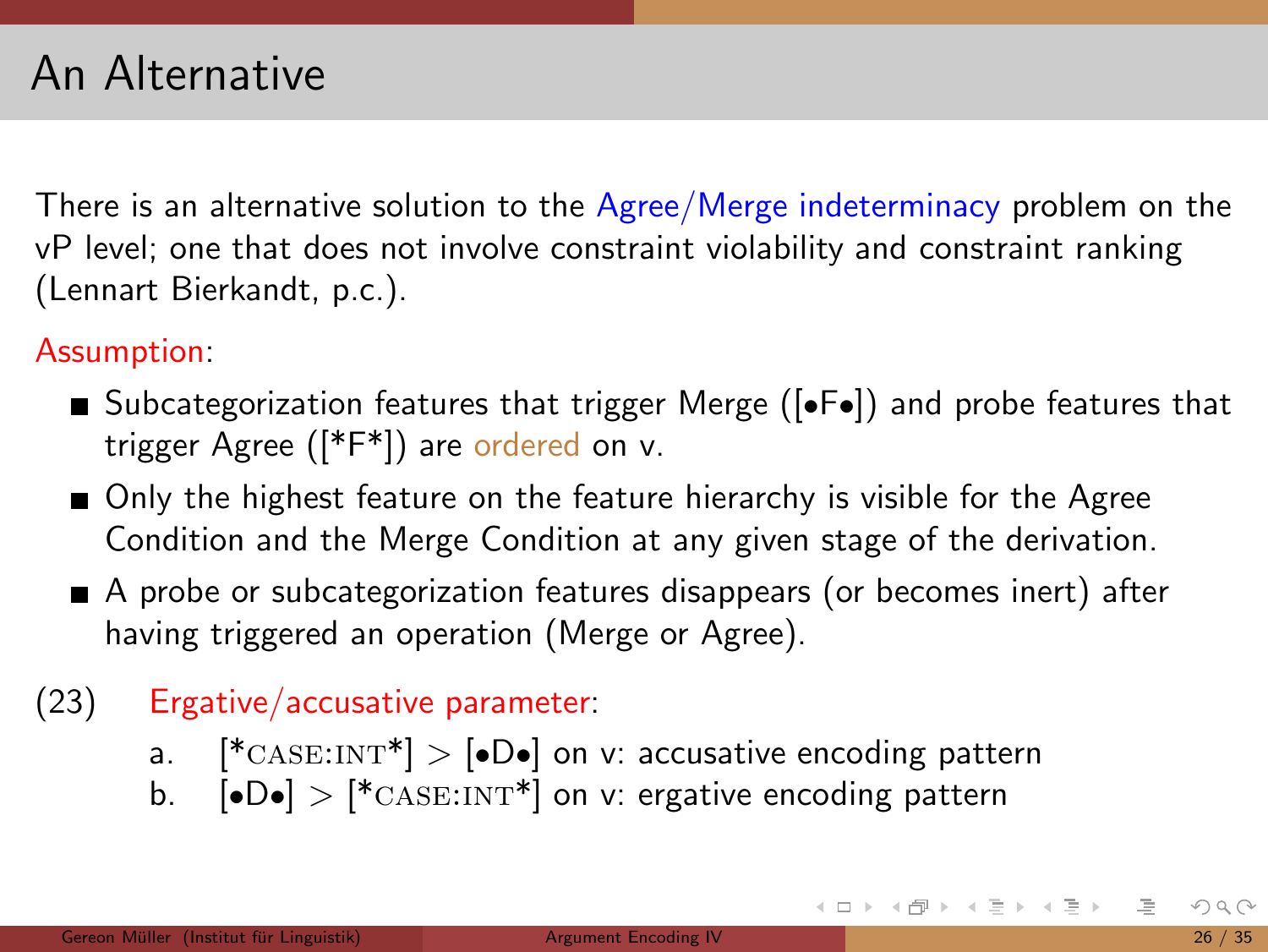# An Alternative

There is an alternative solution to the Agree/Merge indeterminacy problem on the vP level; one that does not involve constraint violability and constraint ranking (Lennart Bierkandt, p.c.).

Assumption:

- Subcategorization features that trigger Merge ([•F•]) and probe features that trigger Agree ([*F*]) are ordered on v.
- Only the highest feature on the feature hierarchy is visible for the Agree Condition and the Merge Condition at any given stage of the derivation.
- A probe or subcategorization features disappears (or becomes inert) after having triggered an operation (Merge or Agree).

(23) Ergative/accusative parameter:

a. [*CASE:INT*] > [•D•] on v: accusative encoding pattern

b. [•D•] > [*CASE:INT*] on v: ergative encoding pattern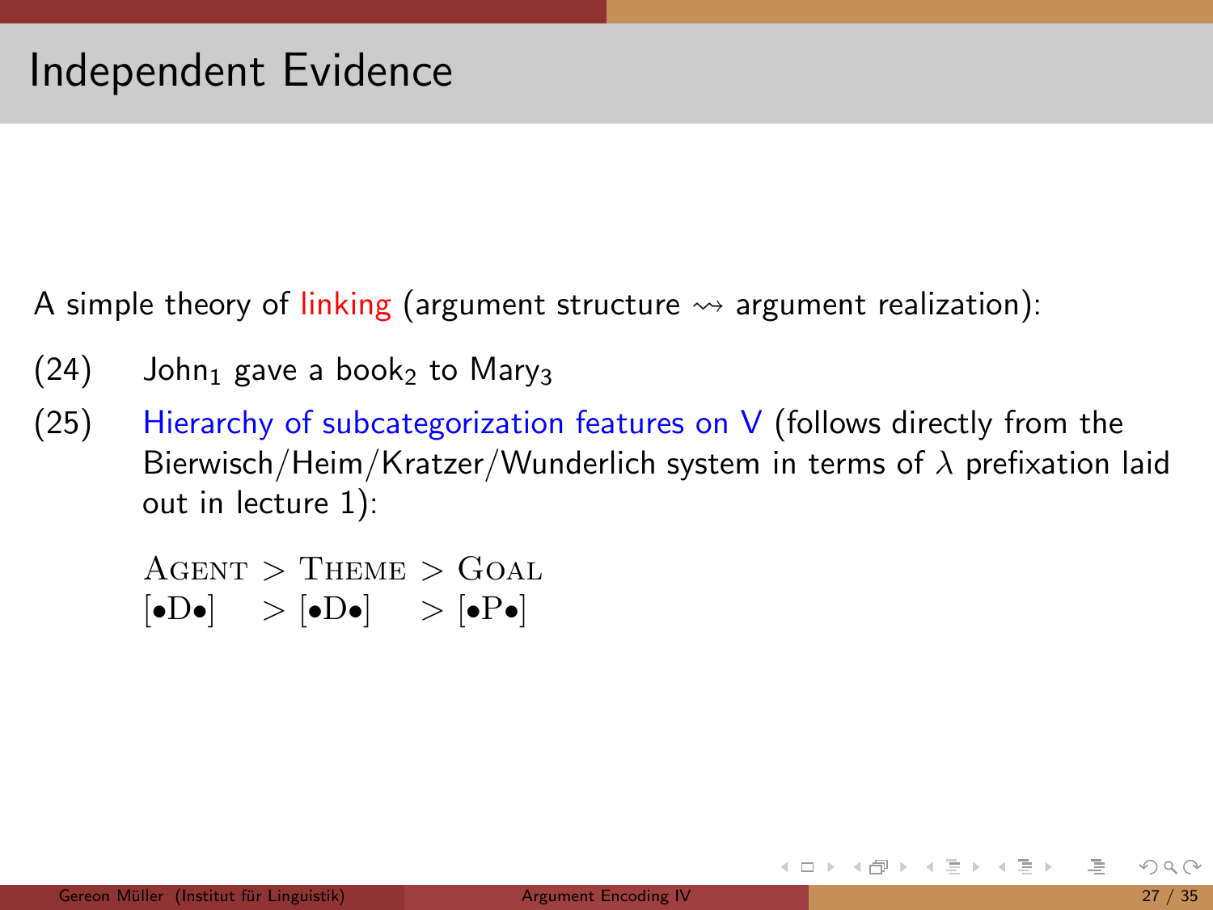# Independent Evidence

A simple theory of linking (argument structure $\rightsquigarrow$ argument realization):

(24) John$_1$ gave a book$_2$ to Mary$_3$

(25) Hierarchy of subcategorization features on V (follows directly from the Bierwisch/Heim/Kratzer/Wunderlich system in terms of $\lambda$ prefixation laid out in lecture 1):

$$\begin{array}{lll} \textsc{Agent} & > \textsc{Theme} & > \textsc{Goal} \\ [\bullet\text{D}\bullet] & > [\bullet\text{D}\bullet] & > [\bullet\text{P}\bullet] \end{array}$$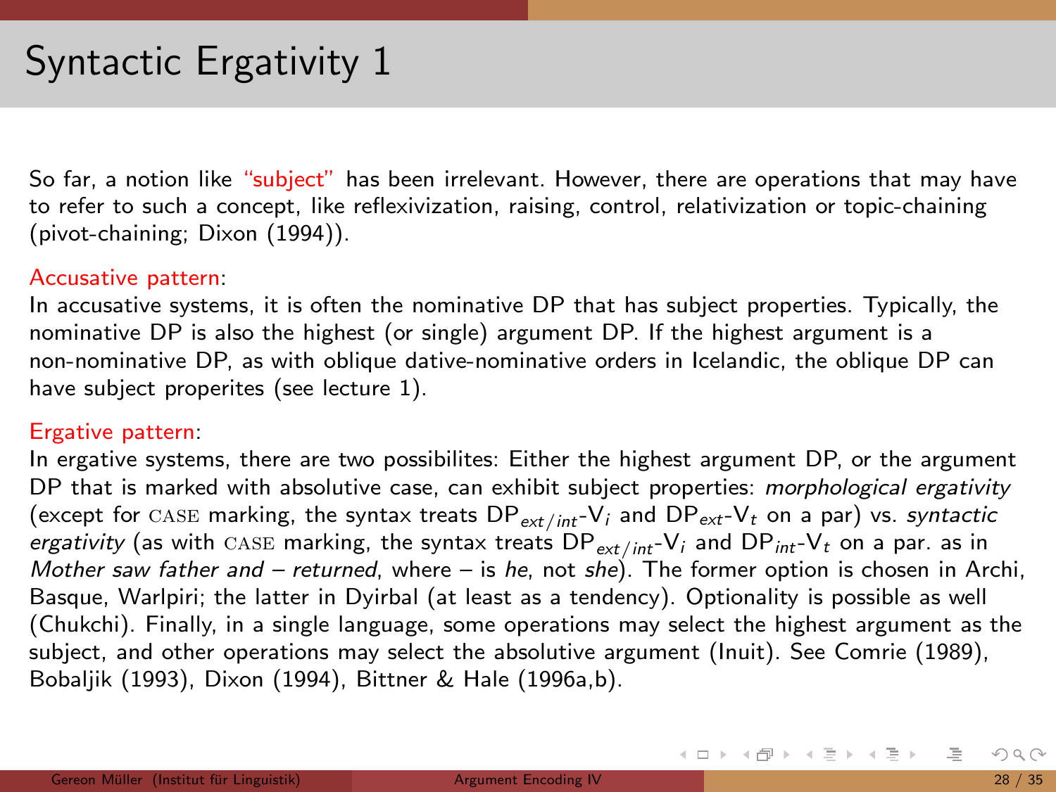# Syntactic Ergativity 1

So far, a notion like "subject" has been irrelevant. However, there are operations that may have to refer to such a concept, like reflexivization, raising, control, relativization or topic-chaining (pivot-chaining; Dixon (1994)).

Accusative pattern:
In accusative systems, it is often the nominative DP that has subject properties. Typically, the nominative DP is also the highest (or single) argument DP. If the highest argument is a non-nominative DP, as with oblique dative-nominative orders in Icelandic, the oblique DP can have subject properites (see lecture 1).

Ergative pattern:
In ergative systems, there are two possibilites: Either the highest argument DP, or the argument DP that is marked with absolutive case, can exhibit subject properties: *morphological ergativity* (except for CASE marking, the syntax treats $DP_{ext/int}$-$V_i$ and $DP_{ext}$-$V_t$ on a par) vs. *syntactic ergativity* (as with CASE marking, the syntax treats $DP_{ext/int}$-$V_i$ and $DP_{int}$-$V_t$ on a par. as in *Mother saw father and – returned*, where – is *he*, not *she*). The former option is chosen in Archi, Basque, Warlpiri; the latter in Dyirbal (at least as a tendency). Optionality is possible as well (Chukchi). Finally, in a single language, some operations may select the highest argument as the subject, and other operations may select the absolutive argument (Inuit). See Comrie (1989), Bobaljik (1993), Dixon (1994), Bittner & Hale (1996a,b).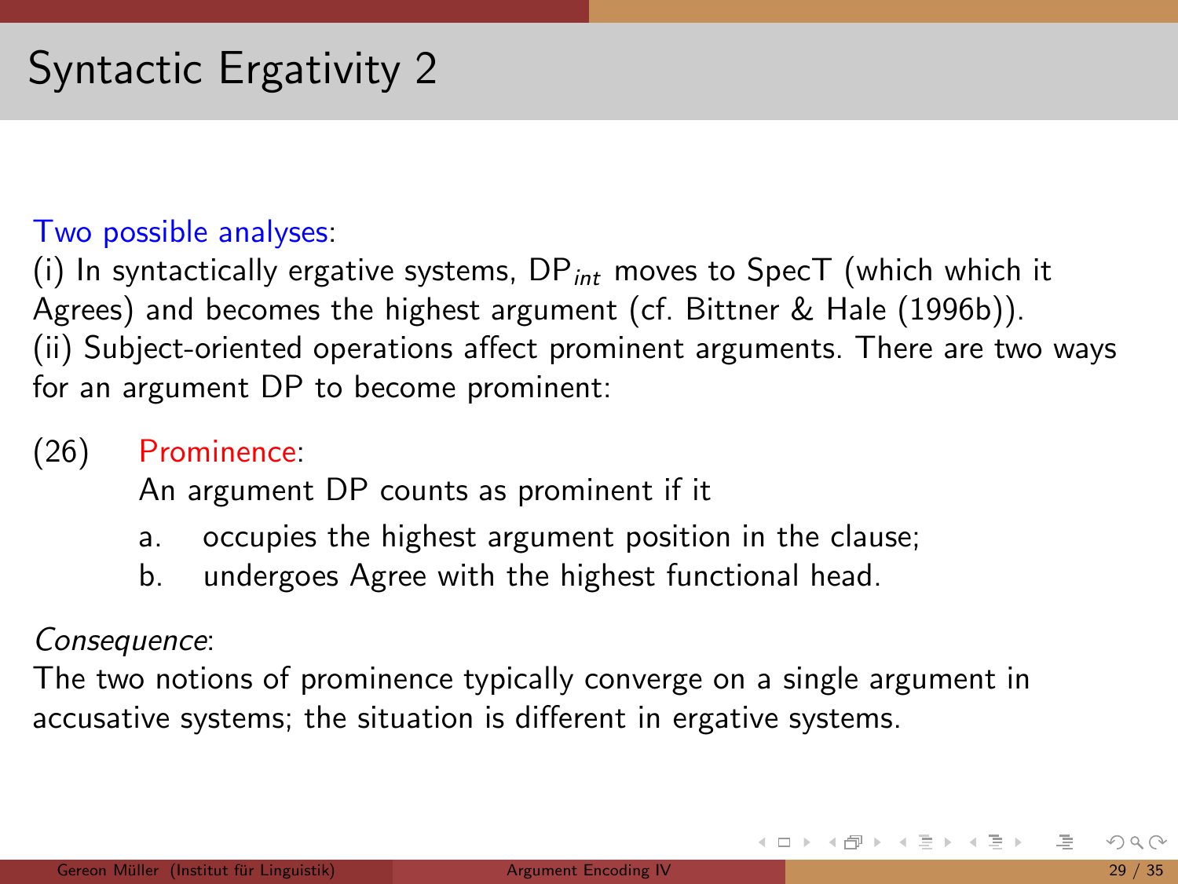# Syntactic Ergativity 2

Two possible analyses:
(i) In syntactically ergative systems, $DP_{int}$ moves to SpecT (which which it Agrees) and becomes the highest argument (cf. Bittner & Hale (1996b)).
(ii) Subject-oriented operations affect prominent arguments. There are two ways for an argument DP to become prominent:

(26) Prominence:
An argument DP counts as prominent if it

a. occupies the highest argument position in the clause;
b. undergoes Agree with the highest functional head.

*Consequence*:
The two notions of prominence typically converge on a single argument in accusative systems; the situation is different in ergative systems.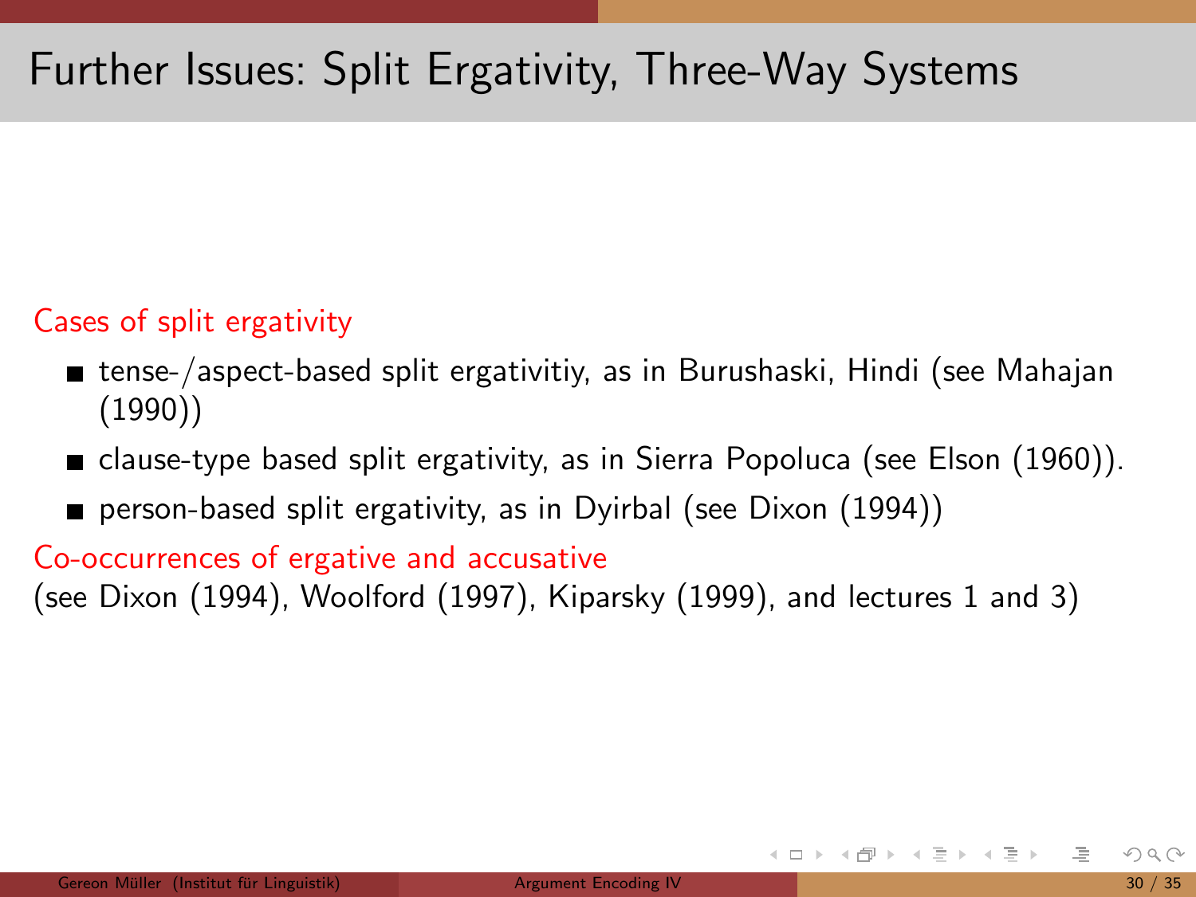# Further Issues: Split Ergativity, Three-Way Systems

Cases of split ergativity

- tense-/aspect-based split ergativitiy, as in Burushaski, Hindi (see Mahajan (1990))
- clause-type based split ergativity, as in Sierra Popoluca (see Elson (1960)).
- person-based split ergativity, as in Dyirbal (see Dixon (1994))

Co-occurrences of ergative and accusative
(see Dixon (1994), Woolford (1997), Kiparsky (1999), and lectures 1 and 3)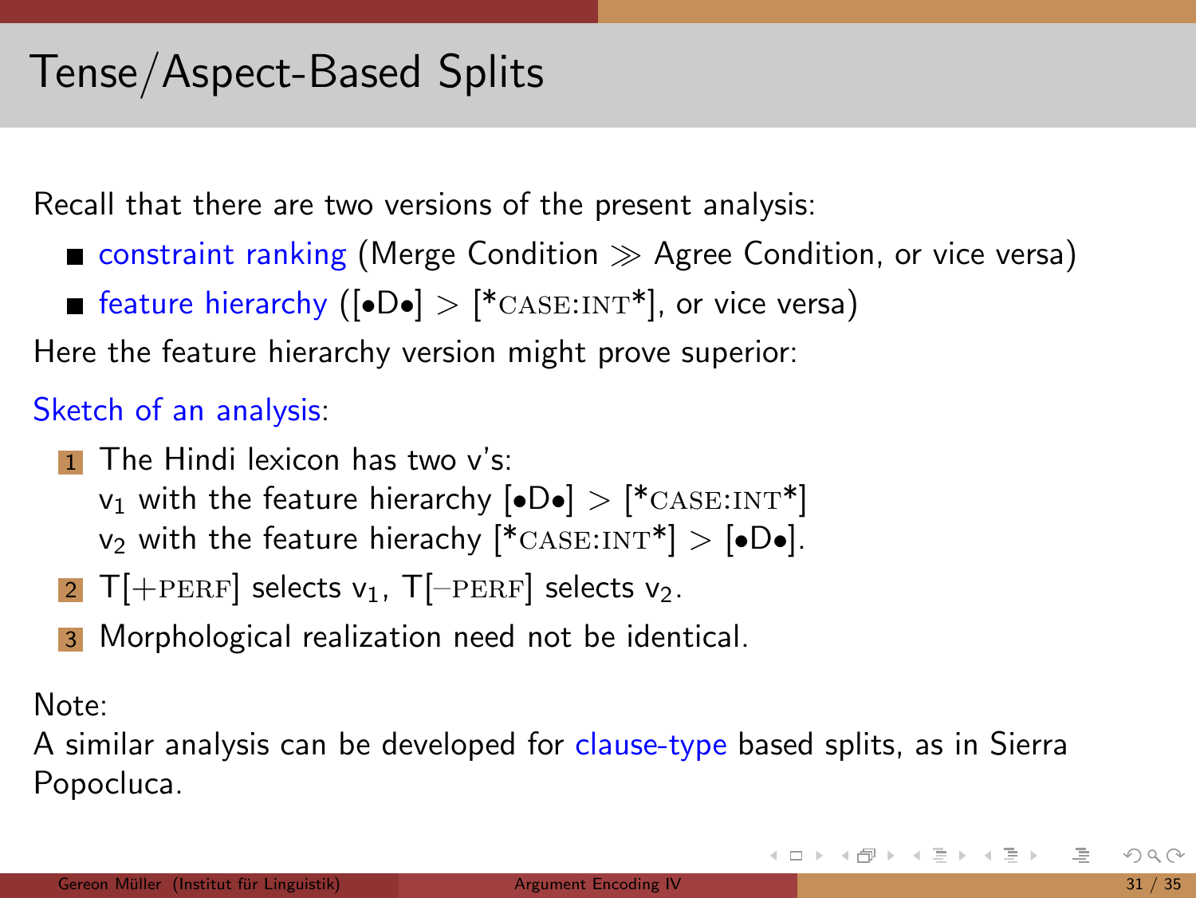# Tense/Aspect-Based Splits

Recall that there are two versions of the present analysis:

- constraint ranking (Merge Condition $\gg$ Agree Condition, or vice versa)
- feature hierarchy ([•D•] > [*CASE:INT*], or vice versa)

Here the feature hierarchy version might prove superior:

Sketch of an analysis:

1. The Hindi lexicon has two v's:
   $v_1$ with the feature hierarchy [•D•] > [*CASE:INT*]
   $v_2$ with the feature hierachy [*CASE:INT*] > [•D•].
2. T[+PERF] selects $v_1$, T[−PERF] selects $v_2$.
3. Morphological realization need not be identical.

Note:
A similar analysis can be developed for clause-type based splits, as in Sierra Popocluca.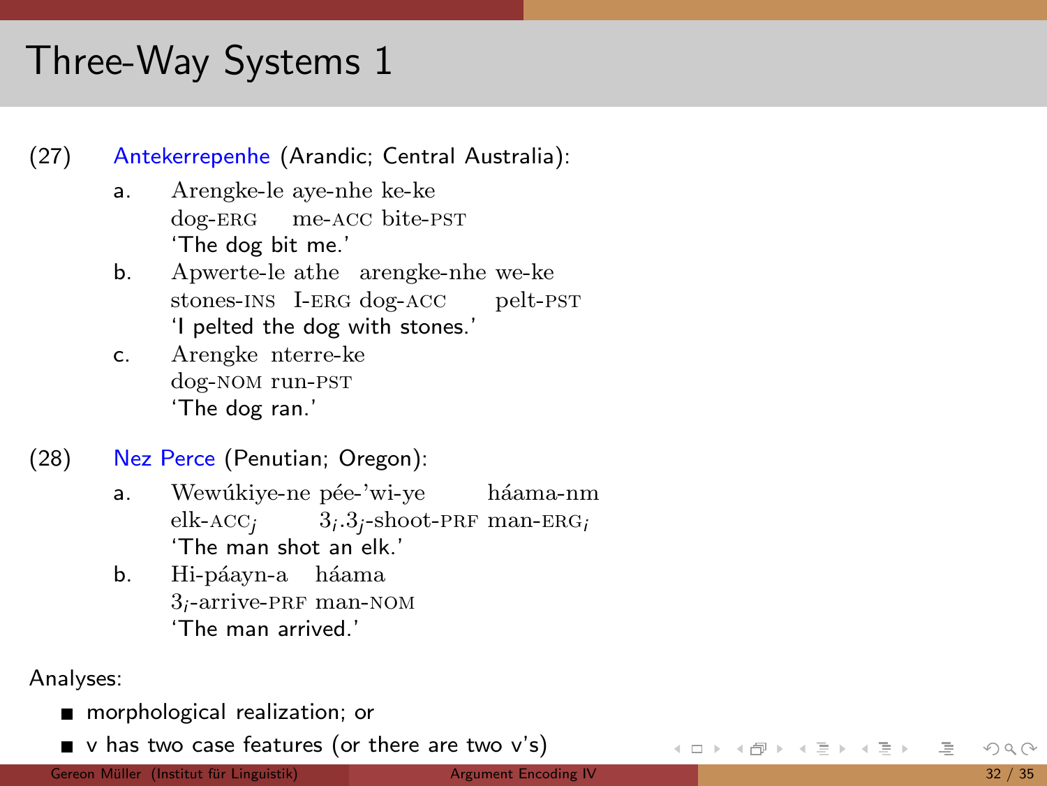# Three-Way Systems 1

(27) Antekerrepenhe (Arandic; Central Australia):

a. Arengke-le aye-nhe ke-ke
   dog-ERG me-ACC bite-PST
   'The dog bit me.'

b. Apwerte-le athe arengke-nhe we-ke
   stones-INS I-ERG dog-ACC pelt-PST
   'I pelted the dog with stones.'

c. Arengke nterre-ke
   dog-NOM run-PST
   'The dog ran.'

(28) Nez Perce (Penutian; Oregon):

a. Wewúkiye-ne pée-'wi-ye háama-nm
   elk-ACC$_j$ $3_i.3_j$-shoot-PRF man-ERG$_i$
   'The man shot an elk.'

b. Hi-páayn-a háama
   $3_i$-arrive-PRF man-NOM
   'The man arrived.'

Analyses:

- morphological realization; or
- v has two case features (or there are two v's)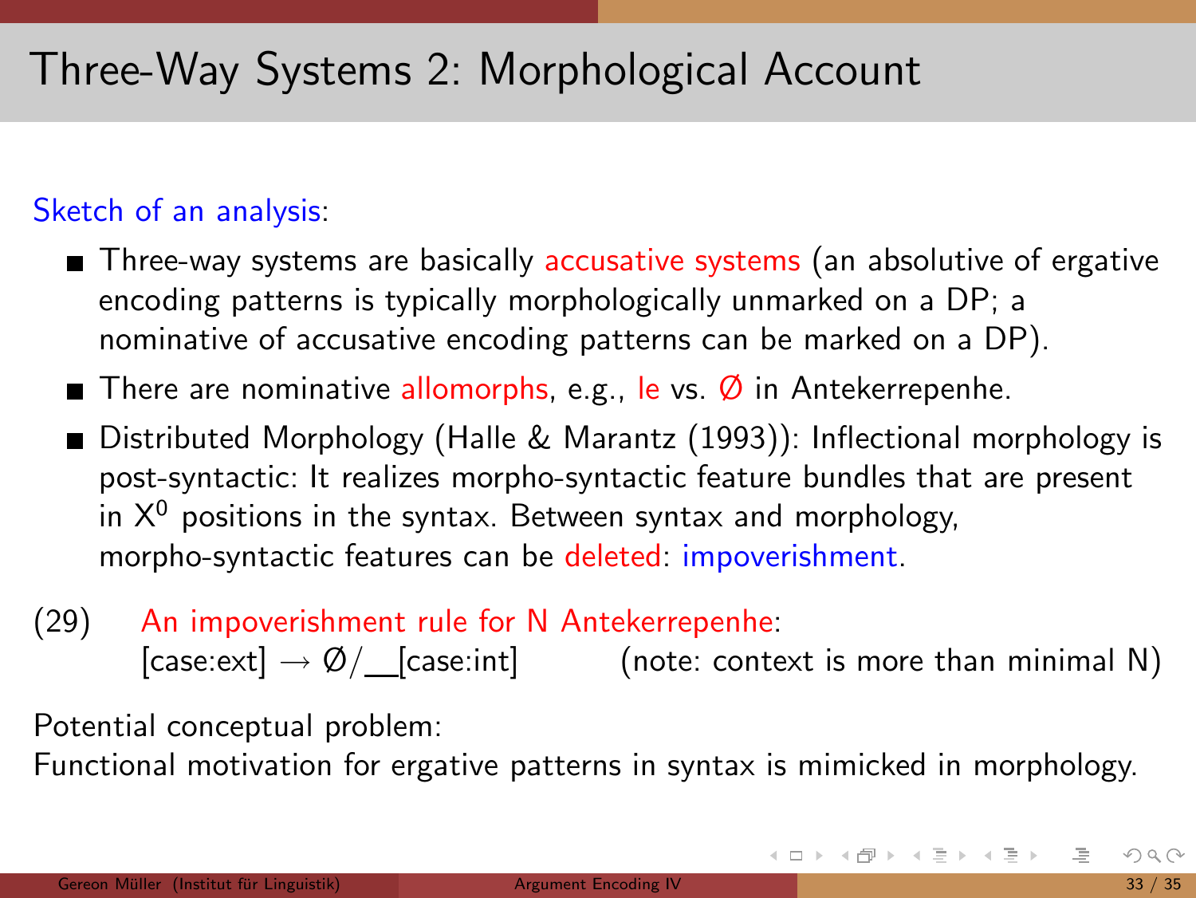# Three-Way Systems 2: Morphological Account

Sketch of an analysis:

- Three-way systems are basically accusative systems (an absolutive of ergative encoding patterns is typically morphologically unmarked on a DP; a nominative of accusative encoding patterns can be marked on a DP).
- There are nominative allomorphs, e.g., le vs. Ø in Antekerrepenhe.
- Distributed Morphology (Halle & Marantz (1993)): Inflectional morphology is post-syntactic: It realizes morpho-syntactic feature bundles that are present in $X^0$ positions in the syntax. Between syntax and morphology, morpho-syntactic features can be deleted: impoverishment.

(29) An impoverishment rule for N Antekerrepenhe:
[case:ext] → Ø/\_\_[case:int] (note: context is more than minimal N)

Potential conceptual problem:
Functional motivation for ergative patterns in syntax is mimicked in morphology.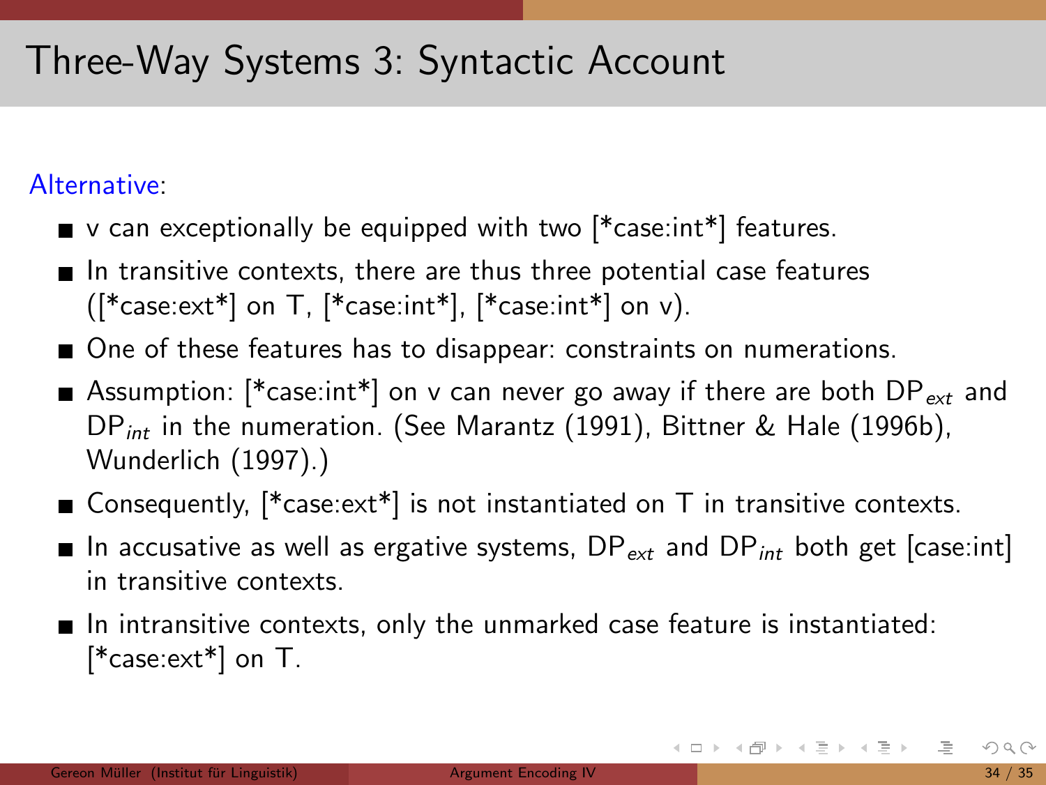# Three-Way Systems 3: Syntactic Account

Alternative:

- v can exceptionally be equipped with two [*case:int*] features.
- In transitive contexts, there are thus three potential case features ([*case:ext*] on T, [*case:int*], [*case:int*] on v).
- One of these features has to disappear: constraints on numerations.
- Assumption: [*case:int*] on v can never go away if there are both $DP_{ext}$ and $DP_{int}$ in the numeration. (See Marantz (1991), Bittner & Hale (1996b), Wunderlich (1997).)
- Consequently, [*case:ext*] is not instantiated on T in transitive contexts.
- In accusative as well as ergative systems, $DP_{ext}$ and $DP_{int}$ both get [case:int] in transitive contexts.
- In intransitive contexts, only the unmarked case feature is instantiated: [*case:ext*] on T.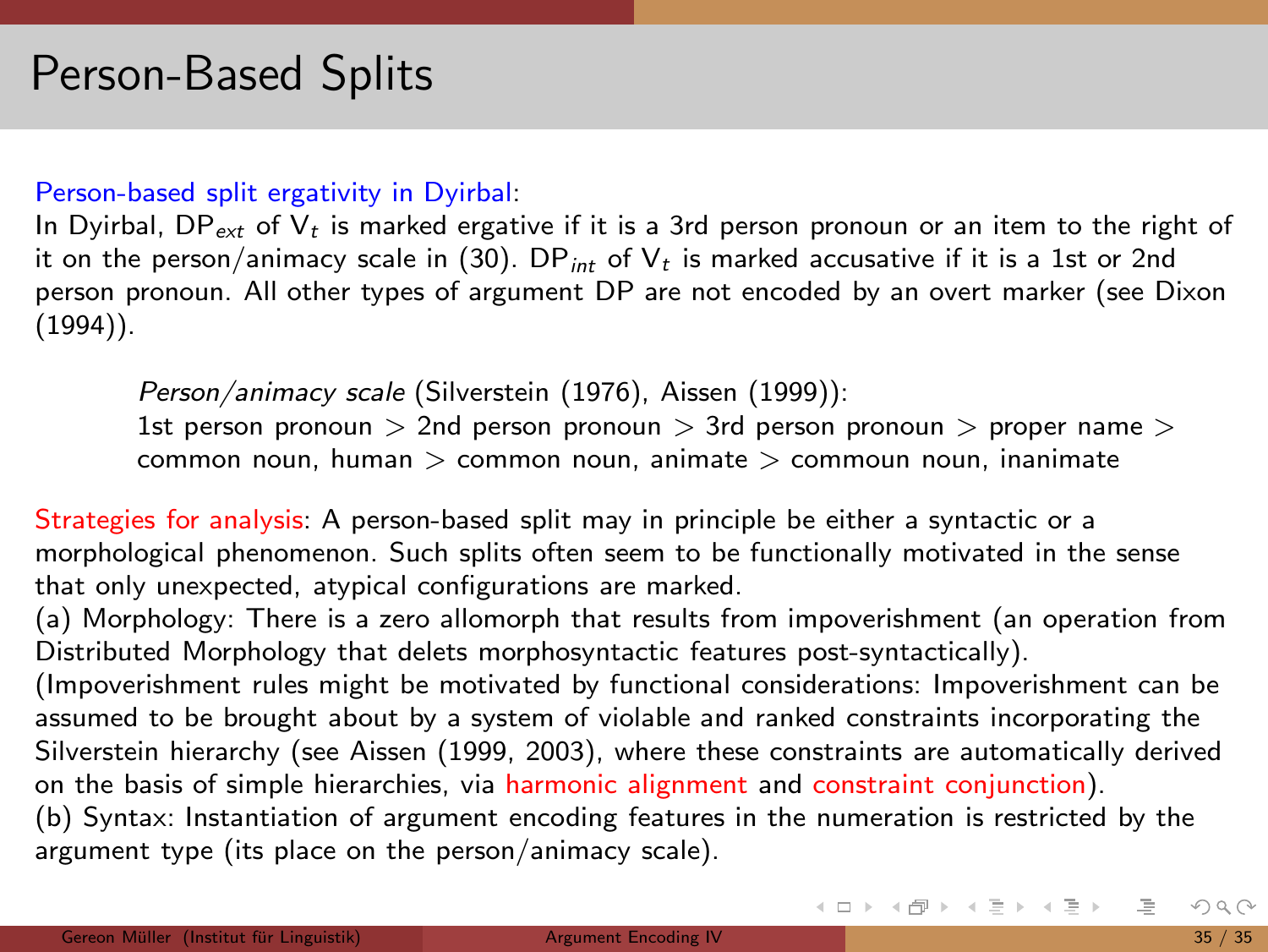# Person-Based Splits

Person-based split ergativity in Dyirbal:

In Dyirbal, $DP_{ext}$ of $V_t$ is marked ergative if it is a 3rd person pronoun or an item to the right of it on the person/animacy scale in (30). $DP_{int}$ of $V_t$ is marked accusative if it is a 1st or 2nd person pronoun. All other types of argument DP are not encoded by an overt marker (see Dixon (1994)).

> *Person/animacy scale* (Silverstein (1976), Aissen (1999)):
> 1st person pronoun > 2nd person pronoun > 3rd person pronoun > proper name > common noun, human > common noun, animate > commoun noun, inanimate

Strategies for analysis: A person-based split may in principle be either a syntactic or a morphological phenomenon. Such splits often seem to be functionally motivated in the sense that only unexpected, atypical configurations are marked.

(a) Morphology: There is a zero allomorph that results from impoverishment (an operation from Distributed Morphology that delets morphosyntactic features post-syntactically).

(Impoverishment rules might be motivated by functional considerations: Impoverishment can be assumed to be brought about by a system of violable and ranked constraints incorporating the Silverstein hierarchy (see Aissen (1999, 2003), where these constraints are automatically derived on the basis of simple hierarchies, via harmonic alignment and constraint conjunction).

(b) Syntax: Instantiation of argument encoding features in the numeration is restricted by the argument type (its place on the person/animacy scale).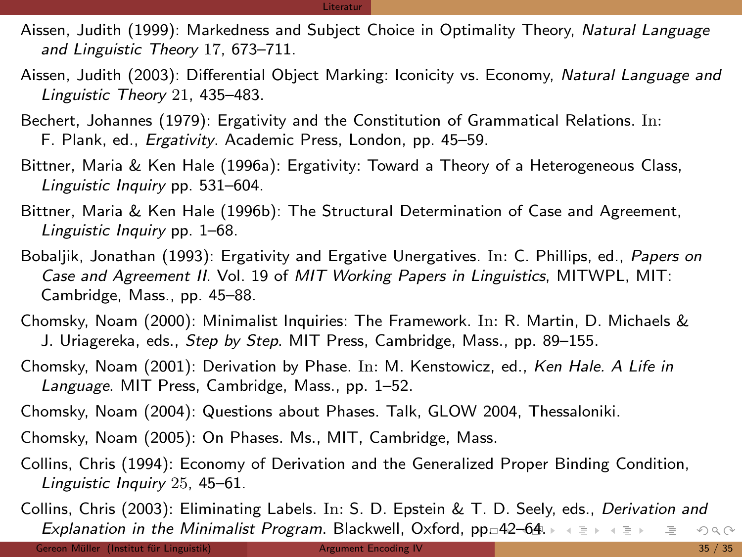Aissen, Judith (1999): Markedness and Subject Choice in Optimality Theory, *Natural Language and Linguistic Theory* 17, 673–711.

Aissen, Judith (2003): Differential Object Marking: Iconicity vs. Economy, *Natural Language and Linguistic Theory* 21, 435–483.

Bechert, Johannes (1979): Ergativity and the Constitution of Grammatical Relations. In: F. Plank, ed., *Ergativity*. Academic Press, London, pp. 45–59.

Bittner, Maria & Ken Hale (1996a): Ergativity: Toward a Theory of a Heterogeneous Class, *Linguistic Inquiry* pp. 531–604.

Bittner, Maria & Ken Hale (1996b): The Structural Determination of Case and Agreement, *Linguistic Inquiry* pp. 1–68.

Bobaljik, Jonathan (1993): Ergativity and Ergative Unergatives. In: C. Phillips, ed., *Papers on Case and Agreement II*. Vol. 19 of *MIT Working Papers in Linguistics*, MITWPL, MIT: Cambridge, Mass., pp. 45–88.

Chomsky, Noam (2000): Minimalist Inquiries: The Framework. In: R. Martin, D. Michaels & J. Uriagereka, eds., *Step by Step*. MIT Press, Cambridge, Mass., pp. 89–155.

Chomsky, Noam (2001): Derivation by Phase. In: M. Kenstowicz, ed., *Ken Hale. A Life in Language*. MIT Press, Cambridge, Mass., pp. 1–52.

Chomsky, Noam (2004): Questions about Phases. Talk, GLOW 2004, Thessaloniki.

Chomsky, Noam (2005): On Phases. Ms., MIT, Cambridge, Mass.

Collins, Chris (1994): Economy of Derivation and the Generalized Proper Binding Condition, *Linguistic Inquiry* 25, 45–61.

Collins, Chris (2003): Eliminating Labels. In: S. D. Epstein & T. D. Seely, eds., *Derivation and Explanation in the Minimalist Program*. Blackwell, Oxford, pp. 42–64.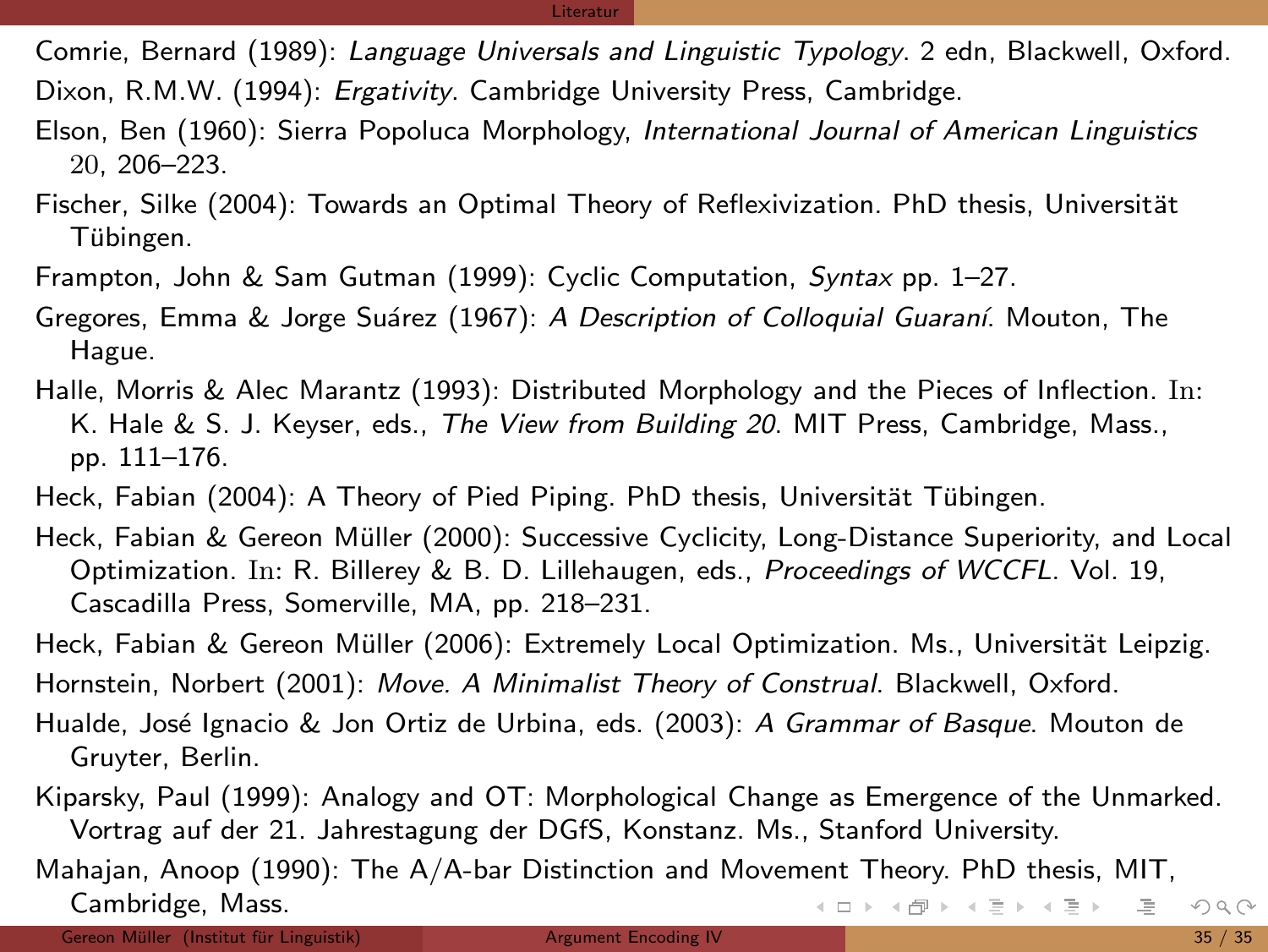Comrie, Bernard (1989): *Language Universals and Linguistic Typology*. 2 edn, Blackwell, Oxford.

Dixon, R.M.W. (1994): *Ergativity*. Cambridge University Press, Cambridge.

Elson, Ben (1960): Sierra Popoluca Morphology, *International Journal of American Linguistics* 20, 206–223.

Fischer, Silke (2004): Towards an Optimal Theory of Reflexivization. PhD thesis, Universität Tübingen.

Frampton, John & Sam Gutman (1999): Cyclic Computation, *Syntax* pp. 1–27.

Gregores, Emma & Jorge Suárez (1967): *A Description of Colloquial Guaraní*. Mouton, The Hague.

Halle, Morris & Alec Marantz (1993): Distributed Morphology and the Pieces of Inflection. In: K. Hale & S. J. Keyser, eds., *The View from Building 20*. MIT Press, Cambridge, Mass., pp. 111–176.

Heck, Fabian (2004): A Theory of Pied Piping. PhD thesis, Universität Tübingen.

Heck, Fabian & Gereon Müller (2000): Successive Cyclicity, Long-Distance Superiority, and Local Optimization. In: R. Billerey & B. D. Lillehaugen, eds., *Proceedings of WCCFL*. Vol. 19, Cascadilla Press, Somerville, MA, pp. 218–231.

Heck, Fabian & Gereon Müller (2006): Extremely Local Optimization. Ms., Universität Leipzig.

Hornstein, Norbert (2001): *Move. A Minimalist Theory of Construal*. Blackwell, Oxford.

Hualde, José Ignacio & Jon Ortiz de Urbina, eds. (2003): *A Grammar of Basque*. Mouton de Gruyter, Berlin.

Kiparsky, Paul (1999): Analogy and OT: Morphological Change as Emergence of the Unmarked. Vortrag auf der 21. Jahrestagung der DGfS, Konstanz. Ms., Stanford University.

Mahajan, Anoop (1990): The A/A-bar Distinction and Movement Theory. PhD thesis, MIT, Cambridge, Mass.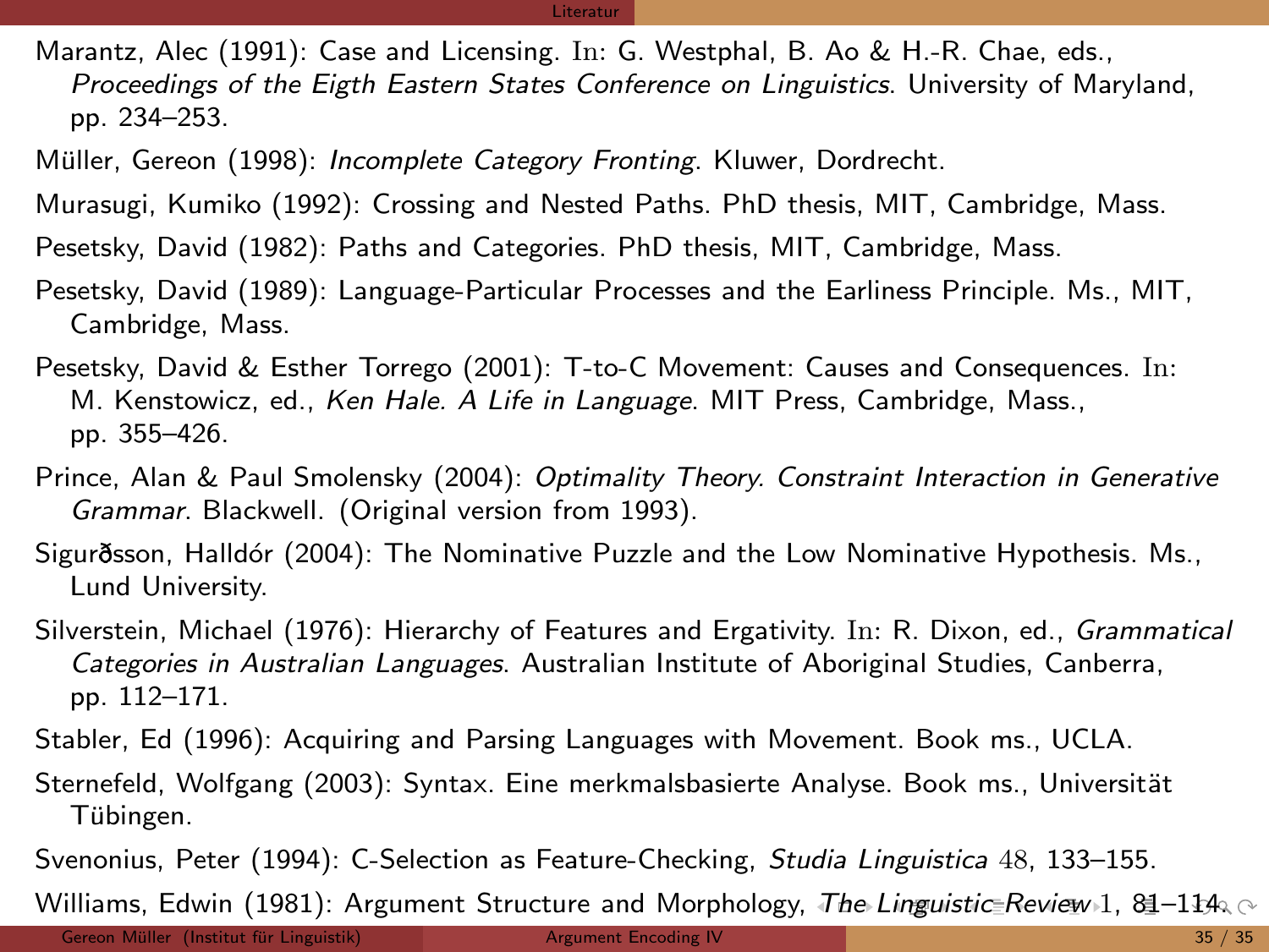Marantz, Alec (1991): Case and Licensing. In: G. Westphal, B. Ao & H.-R. Chae, eds., *Proceedings of the Eigth Eastern States Conference on Linguistics*. University of Maryland, pp. 234–253.

Müller, Gereon (1998): *Incomplete Category Fronting*. Kluwer, Dordrecht.

Murasugi, Kumiko (1992): Crossing and Nested Paths. PhD thesis, MIT, Cambridge, Mass.

Pesetsky, David (1982): Paths and Categories. PhD thesis, MIT, Cambridge, Mass.

Pesetsky, David (1989): Language-Particular Processes and the Earliness Principle. Ms., MIT, Cambridge, Mass.

Pesetsky, David & Esther Torrego (2001): T-to-C Movement: Causes and Consequences. In: M. Kenstowicz, ed., *Ken Hale. A Life in Language*. MIT Press, Cambridge, Mass., pp. 355–426.

Prince, Alan & Paul Smolensky (2004): *Optimality Theory. Constraint Interaction in Generative Grammar*. Blackwell. (Original version from 1993).

Sigurðsson, Halldór (2004): The Nominative Puzzle and the Low Nominative Hypothesis. Ms., Lund University.

Silverstein, Michael (1976): Hierarchy of Features and Ergativity. In: R. Dixon, ed., *Grammatical Categories in Australian Languages*. Australian Institute of Aboriginal Studies, Canberra, pp. 112–171.

Stabler, Ed (1996): Acquiring and Parsing Languages with Movement. Book ms., UCLA.

Sternefeld, Wolfgang (2003): Syntax. Eine merkmalsbasierte Analyse. Book ms., Universität Tübingen.

Svenonius, Peter (1994): C-Selection as Feature-Checking, *Studia Linguistica* 48, 133–155.

Williams, Edwin (1981): Argument Structure and Morphology, *The Linguistic Review* 1, 81–114.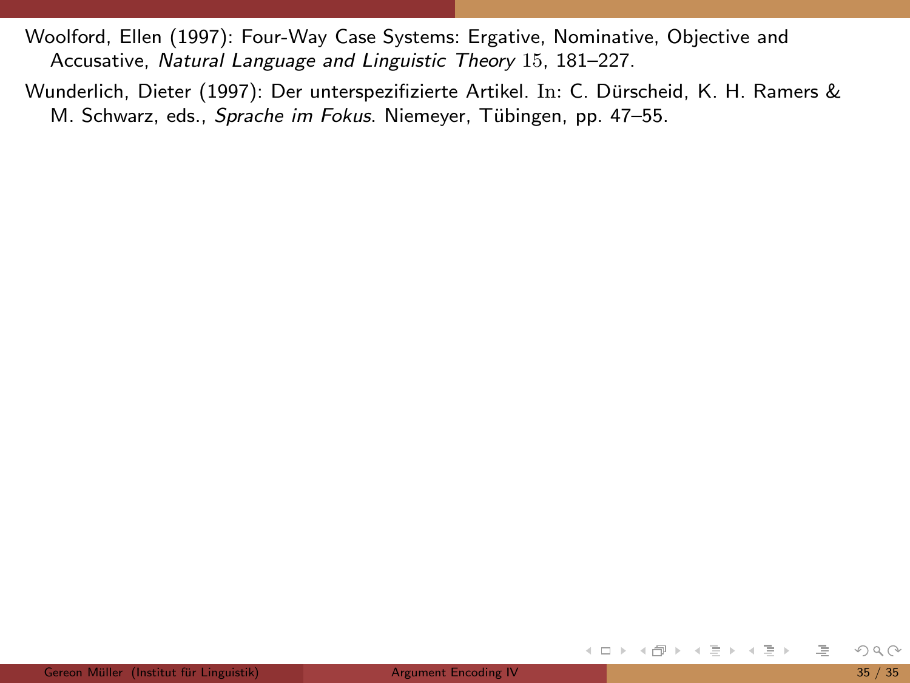Woolford, Ellen (1997): Four-Way Case Systems: Ergative, Nominative, Objective and Accusative, *Natural Language and Linguistic Theory* 15, 181–227.

Wunderlich, Dieter (1997): Der unterspezifizierte Artikel. In: C. Dürscheid, K. H. Ramers & M. Schwarz, eds., *Sprache im Fokus*. Niemeyer, Tübingen, pp. 47–55.